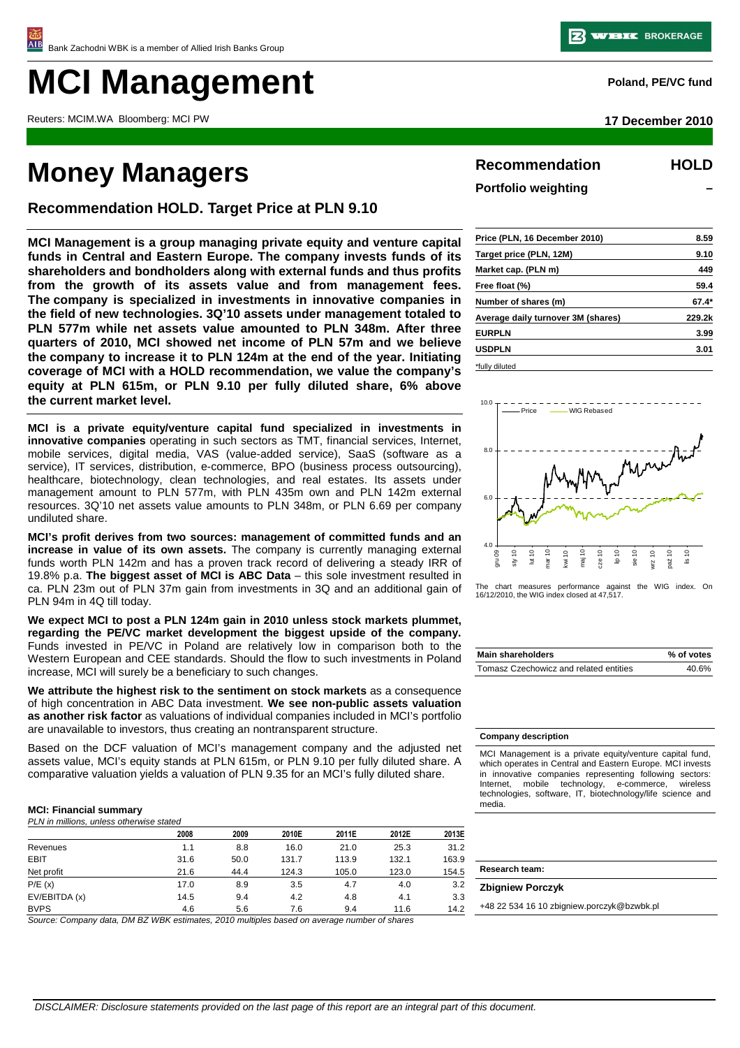Bank Zachodni WBK is a member of Allied Irish Banks Group

# MCI Management

**Poland, PE/VC fund**

Reuters: MCIM.WA Bloomberg: MCI PW

**17 December 2010**

# Money Managers

## Recommendation HOLD. Target Price at PLN 9.10

**Recommendation** **HOLD**

**Portfolio weighting** **–**

| | |
|---|---|
| Price (PLN, 16 December 2010) | 8.59 |
| Target price (PLN, 12M) | 9.10 |
| Market cap. (PLN m) | 449 |
| Free float (%) | 59.4 |
| Number of shares (m) | 67.4* |
| Average daily turnover 3M (shares) | 229.2k |
| EURPLN | 3.99 |
| USDPLN | 3.01 |

*fully diluted

10.0
8.0
6.0
4.0
Price
WIG Rebased
gru 09
sty 10
lut 10
mar 10
kwi 10
maj 10
cze 10
lip 10
sie 10
wrz 10
paź 10
lis 10

The chart measures performance against the WIG index. On 16/12/2010, the WIG index closed at 47,517.

**MCI Management is a group managing private equity and venture capital funds in Central and Eastern Europe. The company invests funds of its shareholders and bondholders along with external funds and thus profits from the growth of its assets value and from management fees. The company is specialized in investments in innovative companies in the field of new technologies. 3Q'10 assets under management totaled to PLN 577m while net assets value amounted to PLN 348m. After three quarters of 2010, MCI showed net income of PLN 57m and we believe the company to increase it to PLN 124m at the end of the year. Initiating coverage of MCI with a HOLD recommendation, we value the company's equity at PLN 615m, or PLN 9.10 per fully diluted share, 6% above the current market level.**

**MCI is a private equity/venture capital fund specialized in investments in innovative companies** operating in such sectors as TMT, financial services, Internet, mobile services, digital media, VAS (value-added service), SaaS (software as a service), IT services, distribution, e-commerce, BPO (business process outsourcing), healthcare, biotechnology, clean technologies, and real estates. Its assets under management amount to PLN 577m, with PLN 435m own and PLN 142m external resources. 3Q'10 net assets value amounts to PLN 348m, or PLN 6.69 per company undiluted share.

**MCI's profit derives from two sources: management of committed funds and an increase in value of its own assets.** The company is currently managing external funds worth PLN 142m and has a proven track record of delivering a steady IRR of 19.8% p.a. **The biggest asset of MCI is ABC Data** – this sole investment resulted in ca. PLN 23m out of PLN 37m gain from investments in 3Q and an additional gain of PLN 94m in 4Q till today.

**We expect MCI to post a PLN 124m gain in 2010 unless stock markets plummet, regarding the PE/VC market development the biggest upside of the company.** Funds invested in PE/VC in Poland are relatively low in comparison both to the Western European and CEE standards. Should the flow to such investments in Poland increase, MCI will surely be a beneficiary to such changes.

**We attribute the highest risk to the sentiment on stock markets** as a consequence of high concentration in ABC Data investment. **We see non-public assets valuation as another risk factor** as valuations of individual companies included in MCI's portfolio are unavailable to investors, thus creating an nontransparent structure.

Based on the DCF valuation of MCI's management company and the adjusted net assets value, MCI's equity stands at PLN 615m, or PLN 9.10 per fully diluted share. A comparative valuation yields a valuation of PLN 9.35 for an MCI's fully diluted share.

| Main shareholders | % of votes |
|---|---|
| Tomasz Czechowicz and related entities | 40.6% |

**Company description**

MCI Management is a private equity/venture capital fund, which operates in Central and Eastern Europe. MCI invests in innovative companies representing following sectors: Internet, mobile technology, e-commerce, wireless technologies, software, IT, biotechnology/life science and media.

**MCI: Financial summary**

*PLN in millions, unless otherwise stated*

| | 2008 | 2009 | 2010E | 2011E | 2012E | 2013E |
|---|---|---|---|---|---|---|
| Revenues | 1.1 | 8.8 | 16.0 | 21.0 | 25.3 | 31.2 |
| EBIT | 31.6 | 50.0 | 131.7 | 113.9 | 132.1 | 163.9 |
| Net profit | 21.6 | 44.4 | 124.3 | 105.0 | 123.0 | 154.5 |
| P/E (x) | 17.0 | 8.9 | 3.5 | 4.7 | 4.0 | 3.2 |
| EV/EBITDA (x) | 14.5 | 9.4 | 4.2 | 4.8 | 4.1 | 3.3 |
| BVPS | 4.6 | 5.6 | 7.6 | 9.4 | 11.6 | 14.2 |

*Source: Company data, DM BZ WBK estimates, 2010 multiples based on average number of shares*

**Research team:**

**Zbigniew Porczyk**

+48 22 534 16 10 zbigniew.porczyk@bzwbk.pl

*DISCLAIMER: Disclosure statements provided on the last page of this report are an integral part of this document.*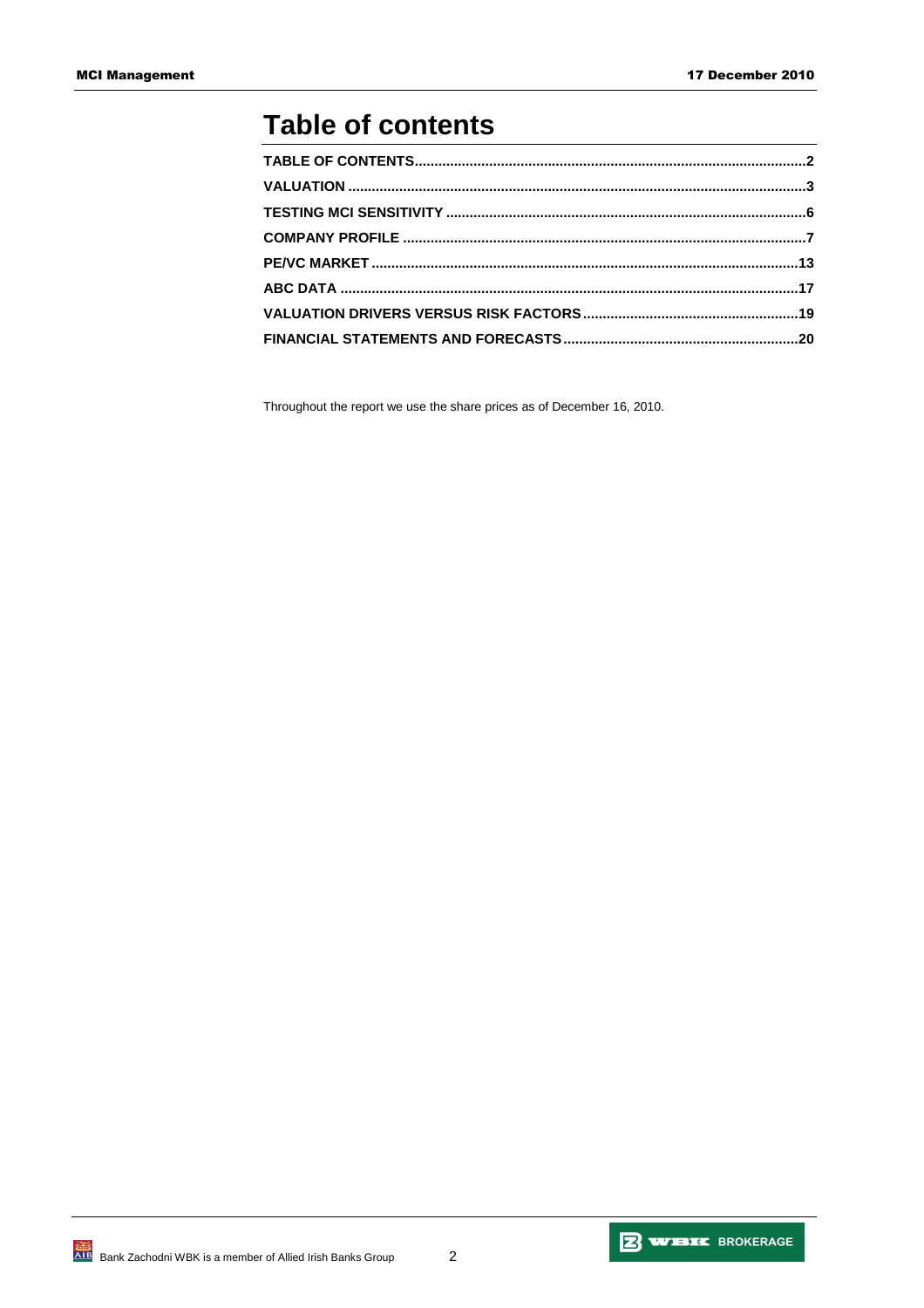# Table of contents

- TABLE OF CONTENTS....2
- VALUATION....3
- TESTING MCI SENSITIVITY....6
- COMPANY PROFILE....7
- PE/VC MARKET....13
- ABC DATA....17
- VALUATION DRIVERS VERSUS RISK FACTORS....19
- FINANCIAL STATEMENTS AND FORECASTS....20

Throughout the report we use the share prices as of December 16, 2010.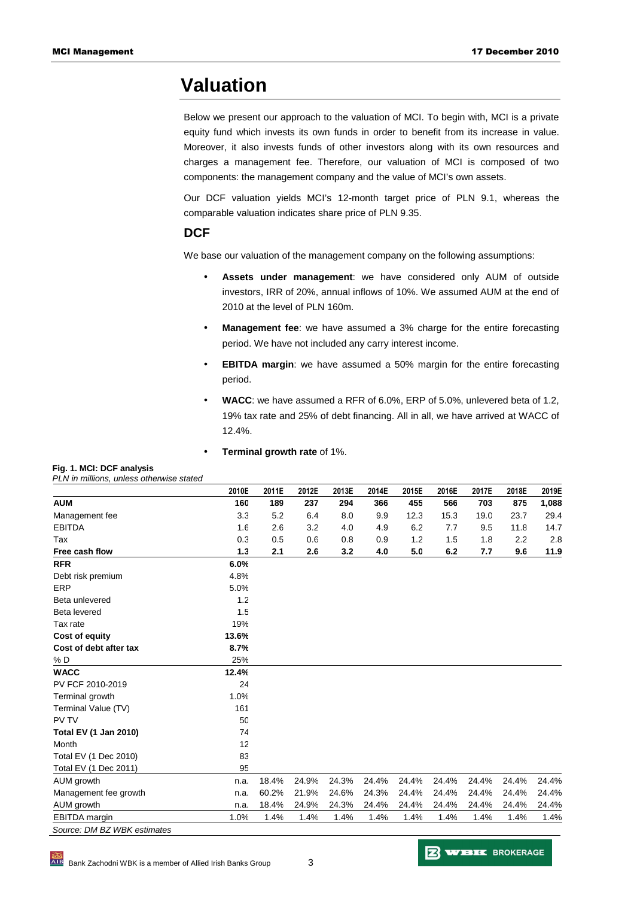# Valuation

Below we present our approach to the valuation of MCI. To begin with, MCI is a private equity fund which invests its own funds in order to benefit from its increase in value. Moreover, it also invests funds of other investors along with its own resources and charges a management fee. Therefore, our valuation of MCI is composed of two components: the management company and the value of MCI's own assets.

Our DCF valuation yields MCI's 12-month target price of PLN 9.1, whereas the comparable valuation indicates share price of PLN 9.35.

## DCF

We base our valuation of the management company on the following assumptions:

- **Assets under management**: we have considered only AUM of outside investors, IRR of 20%, annual inflows of 10%. We assumed AUM at the end of 2010 at the level of PLN 160m.
- **Management fee**: we have assumed a 3% charge for the entire forecasting period. We have not included any carry interest income.
- **EBITDA margin**: we have assumed a 50% margin for the entire forecasting period.
- **WACC**: we have assumed a RFR of 6.0%, ERP of 5.0%, unlevered beta of 1.2, 19% tax rate and 25% of debt financing. All in all, we have arrived at WACC of 12.4%.
- **Terminal growth rate** of 1%.

**Fig. 1. MCI: DCF analysis**

*PLN in millions, unless otherwise stated*

| | 2010E | 2011E | 2012E | 2013E | 2014E | 2015E | 2016E | 2017E | 2018E | 2019E |
|---|---|---|---|---|---|---|---|---|---|---|
| **AUM** | **160** | **189** | **237** | **294** | **366** | **455** | **566** | **703** | **875** | **1,088** |
| Management fee | 3.3 | 5.2 | 6.4 | 8.0 | 9.9 | 12.3 | 15.3 | 19.0 | 23.7 | 29.4 |
| EBITDA | 1.6 | 2.6 | 3.2 | 4.0 | 4.9 | 6.2 | 7.7 | 9.5 | 11.8 | 14.7 |
| Tax | 0.3 | 0.5 | 0.6 | 0.8 | 0.9 | 1.2 | 1.5 | 1.8 | 2.2 | 2.8 |
| **Free cash flow** | **1.3** | **2.1** | **2.6** | **3.2** | **4.0** | **5.0** | **6.2** | **7.7** | **9.6** | **11.9** |
| **RFR** | **6.0%** | | | | | | | | | |
| Debt risk premium | 4.8% | | | | | | | | | |
| ERP | 5.0% | | | | | | | | | |
| Beta unlevered | 1.2 | | | | | | | | | |
| Beta levered | 1.5 | | | | | | | | | |
| Tax rate | 19% | | | | | | | | | |
| **Cost of equity** | **13.6%** | | | | | | | | | |
| **Cost of debt after tax** | **8.7%** | | | | | | | | | |
| % D | 25% | | | | | | | | | |
| **WACC** | **12.4%** | | | | | | | | | |
| PV FCF 2010-2019 | 24 | | | | | | | | | |
| Terminal growth | 1.0% | | | | | | | | | |
| Terminal Value (TV) | 161 | | | | | | | | | |
| PV TV | 50 | | | | | | | | | |
| **Total EV (1 Jan 2010)** | **74** | | | | | | | | | |
| Month | 12 | | | | | | | | | |
| Total EV (1 Dec 2010) | 83 | | | | | | | | | |
| Total EV (1 Dec 2011) | 95 | | | | | | | | | |
| AUM growth | n.a. | 18.4% | 24.9% | 24.3% | 24.4% | 24.4% | 24.4% | 24.4% | 24.4% | 24.4% |
| Management fee growth | n.a. | 60.2% | 21.9% | 24.6% | 24.3% | 24.4% | 24.4% | 24.4% | 24.4% | 24.4% |
| AUM growth | n.a. | 18.4% | 24.9% | 24.3% | 24.4% | 24.4% | 24.4% | 24.4% | 24.4% | 24.4% |
| EBITDA margin | 1.0% | 1.4% | 1.4% | 1.4% | 1.4% | 1.4% | 1.4% | 1.4% | 1.4% | 1.4% |

*Source: DM BZ WBK estimates*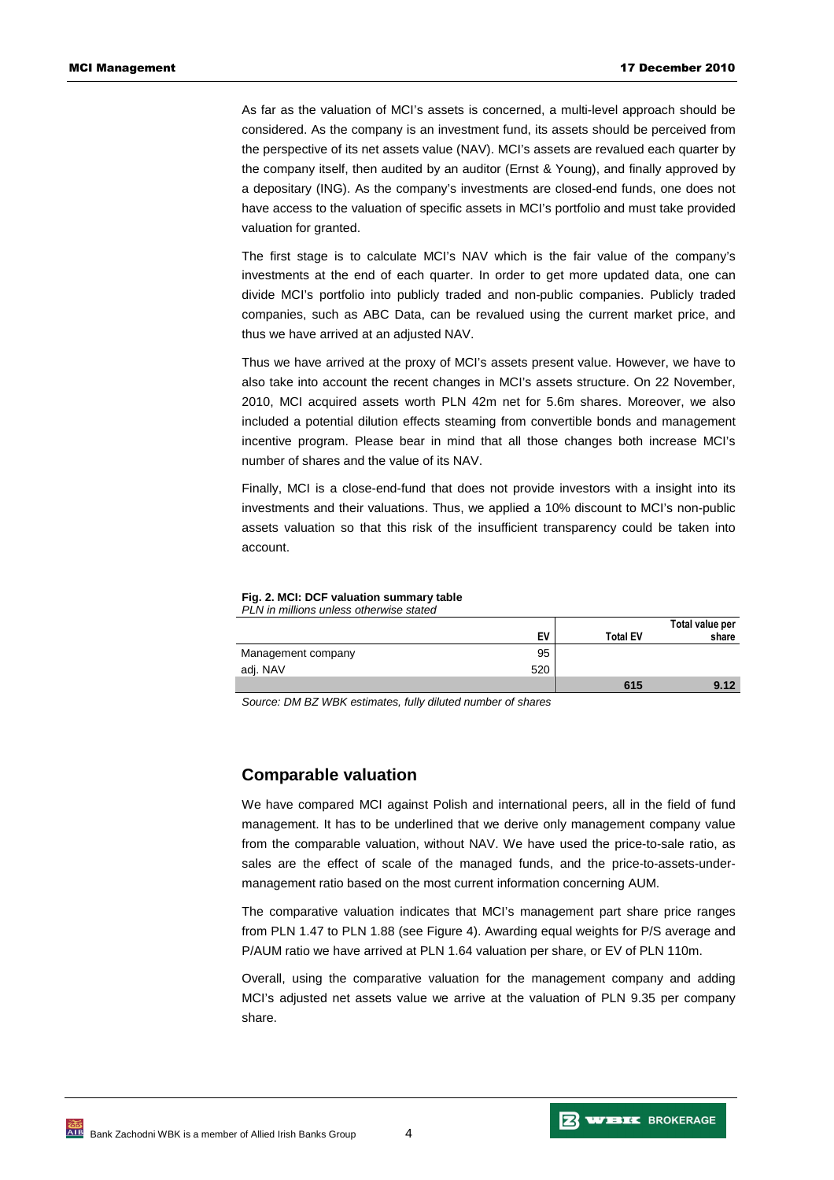As far as the valuation of MCI's assets is concerned, a multi-level approach should be considered. As the company is an investment fund, its assets should be perceived from the perspective of its net assets value (NAV). MCI's assets are revalued each quarter by the company itself, then audited by an auditor (Ernst & Young), and finally approved by a depositary (ING). As the company's investments are closed-end funds, one does not have access to the valuation of specific assets in MCI's portfolio and must take provided valuation for granted.

The first stage is to calculate MCI's NAV which is the fair value of the company's investments at the end of each quarter. In order to get more updated data, one can divide MCI's portfolio into publicly traded and non-public companies. Publicly traded companies, such as ABC Data, can be revalued using the current market price, and thus we have arrived at an adjusted NAV.

Thus we have arrived at the proxy of MCI's assets present value. However, we have to also take into account the recent changes in MCI's assets structure. On 22 November, 2010, MCI acquired assets worth PLN 42m net for 5.6m shares. Moreover, we also included a potential dilution effects steaming from convertible bonds and management incentive program. Please bear in mind that all those changes both increase MCI's number of shares and the value of its NAV.

Finally, MCI is a close-end-fund that does not provide investors with a insight into its investments and their valuations. Thus, we applied a 10% discount to MCI's non-public assets valuation so that this risk of the insufficient transparency could be taken into account.

**Fig. 2. MCI: DCF valuation summary table**
*PLN in millions unless otherwise stated*

| | EV | Total EV | Total value per share |
|---|---|---|---|
| Management company | 95 | | |
| adj. NAV | 520 | | |
| | | 615 | 9.12 |

*Source: DM BZ WBK estimates, fully diluted number of shares*

## Comparable valuation

We have compared MCI against Polish and international peers, all in the field of fund management. It has to be underlined that we derive only management company value from the comparable valuation, without NAV. We have used the price-to-sale ratio, as sales are the effect of scale of the managed funds, and the price-to-assets-under-management ratio based on the most current information concerning AUM.

The comparative valuation indicates that MCI's management part share price ranges from PLN 1.47 to PLN 1.88 (see Figure 4). Awarding equal weights for P/S average and P/AUM ratio we have arrived at PLN 1.64 valuation per share, or EV of PLN 110m.

Overall, using the comparative valuation for the management company and adding MCI's adjusted net assets value we arrive at the valuation of PLN 9.35 per company share.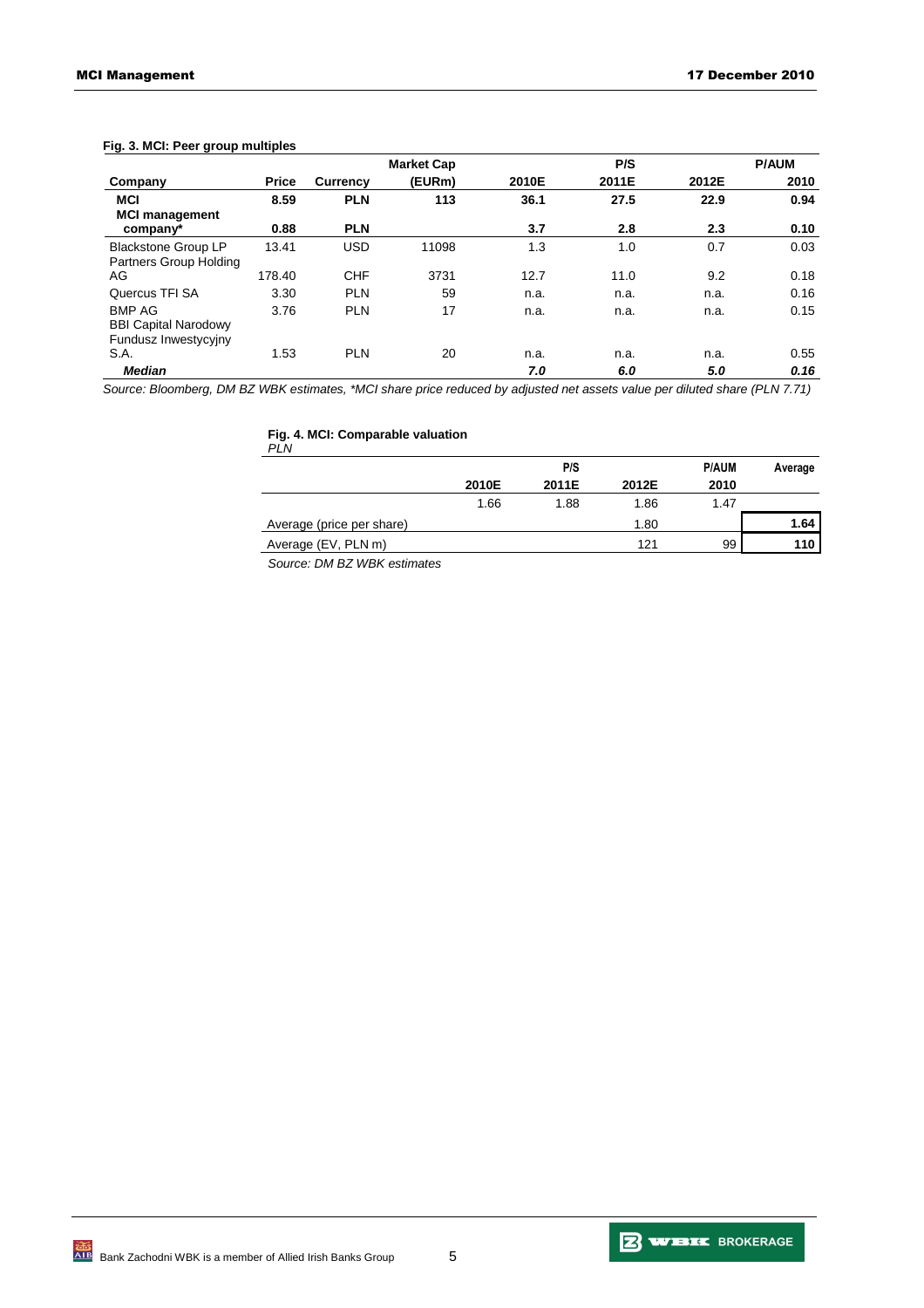**Fig. 3. MCI: Peer group multiples**

| Company | Price | Currency | Market Cap (EURm) | P/S 2010E | P/S 2011E | P/S 2012E | P/AUM 2010 |
|---|---|---|---|---|---|---|---|
| **MCI** | **8.59** | **PLN** | **113** | **36.1** | **27.5** | **22.9** | **0.94** |
| **MCI management company*** | **0.88** | **PLN** | | **3.7** | **2.8** | **2.3** | **0.10** |
| Blackstone Group LP | 13.41 | USD | 11098 | 1.3 | 1.0 | 0.7 | 0.03 |
| Partners Group Holding AG | 178.40 | CHF | 3731 | 12.7 | 11.0 | 9.2 | 0.18 |
| Quercus TFI SA | 3.30 | PLN | 59 | n.a. | n.a. | n.a. | 0.16 |
| BMP AG | 3.76 | PLN | 17 | n.a. | n.a. | n.a. | 0.15 |
| BBI Capital Narodowy Fundusz Inwestycyjny S.A. | 1.53 | PLN | 20 | n.a. | n.a. | n.a. | 0.55 |
| ***Median*** | | | | ***7.0*** | ***6.0*** | ***5.0*** | ***0.16*** |

*Source: Bloomberg, DM BZ WBK estimates, *MCI share price reduced by adjusted net assets value per diluted share (PLN 7.71)*

**Fig. 4. MCI: Comparable valuation**
*PLN*

| | P/S 2010E | P/S 2011E | P/S 2012E | P/AUM 2010 | Average |
|---|---|---|---|---|---|
| | 1.66 | 1.88 | 1.86 | 1.47 | |
| Average (price per share) | | | 1.80 | | **1.64** |
| Average (EV, PLN m) | | | 121 | 99 | **110** |

*Source: DM BZ WBK estimates*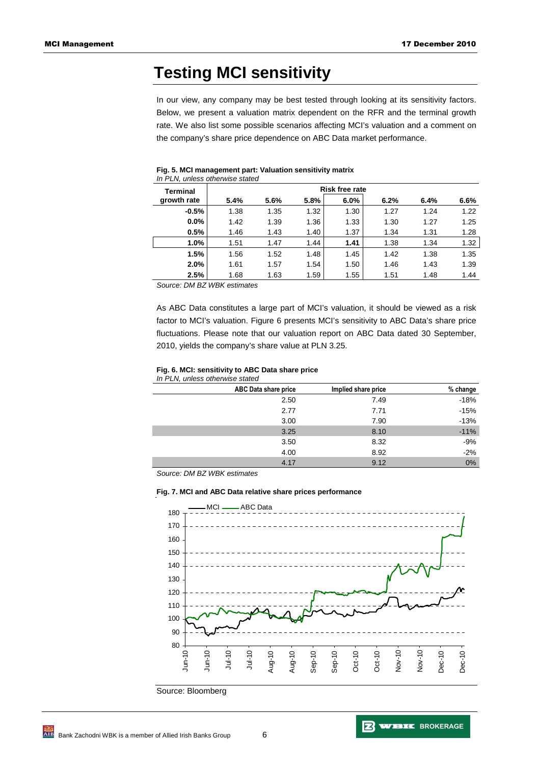# Testing MCI sensitivity

In our view, any company may be best tested through looking at its sensitivity factors. Below, we present a valuation matrix dependent on the RFR and the terminal growth rate. We also list some possible scenarios affecting MCI's valuation and a comment on the company's share price dependence on ABC Data market performance.

**Fig. 5. MCI management part: Valuation sensitivity matrix**
*In PLN, unless otherwise stated*

| Terminal growth rate | Risk free rate | | | | | | |
|---|---|---|---|---|---|---|---|
| | 5.4% | 5.6% | 5.8% | 6.0% | 6.2% | 6.4% | 6.6% |
| -0.5% | 1.38 | 1.35 | 1.32 | 1.30 | 1.27 | 1.24 | 1.22 |
| 0.0% | 1.42 | 1.39 | 1.36 | 1.33 | 1.30 | 1.27 | 1.25 |
| 0.5% | 1.46 | 1.43 | 1.40 | 1.37 | 1.34 | 1.31 | 1.28 |
| 1.0% | 1.51 | 1.47 | 1.44 | **1.41** | 1.38 | 1.34 | 1.32 |
| 1.5% | 1.56 | 1.52 | 1.48 | 1.45 | 1.42 | 1.38 | 1.35 |
| 2.0% | 1.61 | 1.57 | 1.54 | 1.50 | 1.46 | 1.43 | 1.39 |
| 2.5% | 1.68 | 1.63 | 1.59 | 1.55 | 1.51 | 1.48 | 1.44 |

*Source: DM BZ WBK estimates*

As ABC Data constitutes a large part of MCI's valuation, it should be viewed as a risk factor to MCI's valuation. Figure 6 presents MCI's sensitivity to ABC Data's share price fluctuations. Please note that our valuation report on ABC Data dated 30 September, 2010, yields the company's share value at PLN 3.25.

**Fig. 6. MCI: sensitivity to ABC Data share price**
*In PLN, unless otherwise stated*

| ABC Data share price | Implied share price | % change |
|---|---|---|
| 2.50 | 7.49 | -18% |
| 2.77 | 7.71 | -15% |
| 3.00 | 7.90 | -13% |
| 3.25 | 8.10 | -11% |
| 3.50 | 8.32 | -9% |
| 4.00 | 8.92 | -2% |
| 4.17 | 9.12 | 0% |

*Source: DM BZ WBK estimates*

**Fig. 7. MCI and ABC Data relative share prices performance**

MCI
ABC Data

180
170
160
150
140
130
120
110
100
90
80

Jun-10, Jun-10, Jul-10, Jul-10, Aug-10, Aug-10, Sep-10, Sep-10, Oct-10, Oct-10, Nov-10, Nov-10, Dec-10, Dec-10

Source: Bloomberg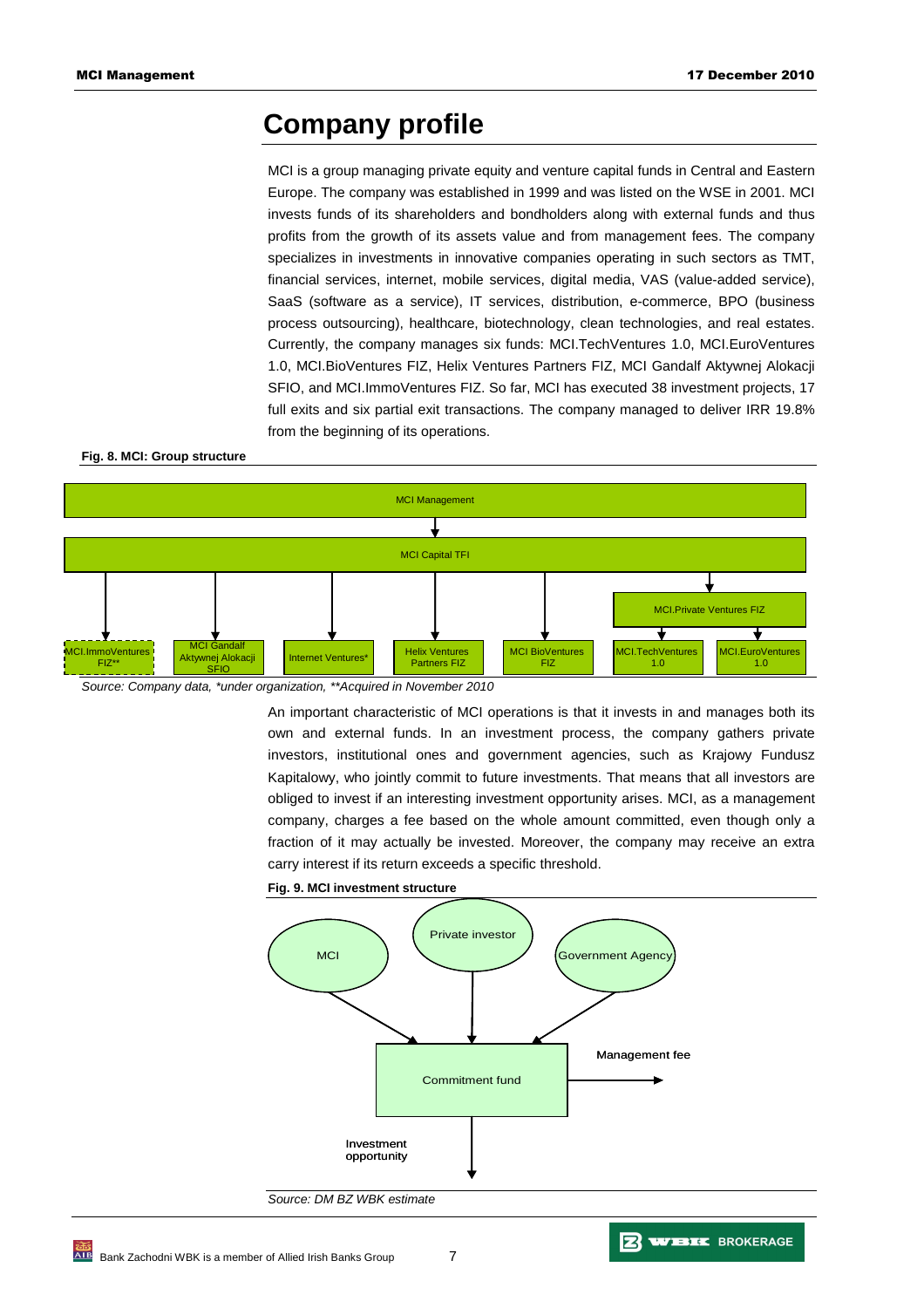# Company profile

MCI is a group managing private equity and venture capital funds in Central and Eastern Europe. The company was established in 1999 and was listed on the WSE in 2001. MCI invests funds of its shareholders and bondholders along with external funds and thus profits from the growth of its assets value and from management fees. The company specializes in investments in innovative companies operating in such sectors as TMT, financial services, internet, mobile services, digital media, VAS (value-added service), SaaS (software as a service), IT services, distribution, e-commerce, BPO (business process outsourcing), healthcare, biotechnology, clean technologies, and real estates. Currently, the company manages six funds: MCI.TechVentures 1.0, MCI.EuroVentures 1.0, MCI.BioVentures FIZ, Helix Ventures Partners FIZ, MCI Gandalf Aktywnej Alokacji SFIO, and MCI.ImmoVentures FIZ. So far, MCI has executed 38 investment projects, 17 full exits and six partial exit transactions. The company managed to deliver IRR 19.8% from the beginning of its operations.

**Fig. 8. MCI: Group structure**

MCI Management
MCI Capital TFI
MCI.Private Ventures FIZ
MCI.ImmoVentures FIZ**
MCI Gandalf Aktywnej Alokacji SFIO
Internet Ventures*
Helix Ventures Partners FIZ
MCI BioVentures FIZ
MCI.TechVentures 1.0
MCI.EuroVentures 1.0

*Source: Company data, *under organization, **Acquired in November 2010*

An important characteristic of MCI operations is that it invests in and manages both its own and external funds. In an investment process, the company gathers private investors, institutional ones and government agencies, such as Krajowy Fundusz Kapitalowy, who jointly commit to future investments. That means that all investors are obliged to invest if an interesting investment opportunity arises. MCI, as a management company, charges a fee based on the whole amount committed, even though only a fraction of it may actually be invested. Moreover, the company may receive an extra carry interest if its return exceeds a specific threshold.

**Fig. 9. MCI investment structure**

MCI
Private investor
Government Agency
Commitment fund
Management fee
Investment opportunity

*Source: DM BZ WBK estimate*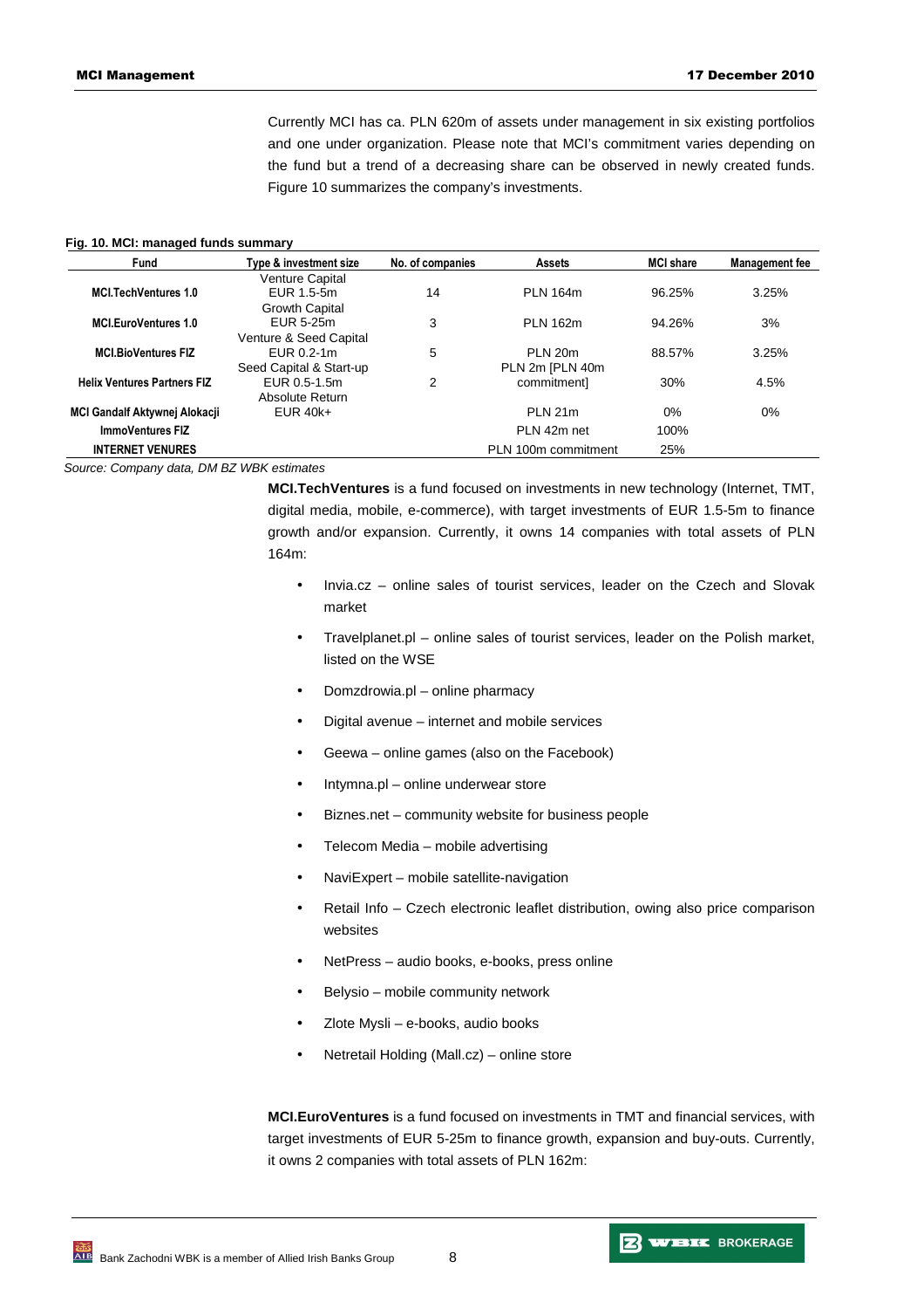Currently MCI has ca. PLN 620m of assets under management in six existing portfolios and one under organization. Please note that MCI's commitment varies depending on the fund but a trend of a decreasing share can be observed in newly created funds. Figure 10 summarizes the company's investments.

**Fig. 10. MCI: managed funds summary**

| Fund | Type & investment size | No. of companies | Assets | MCI share | Management fee |
|---|---|---|---|---|---|
| **MCI.TechVentures 1.0** | Venture Capital EUR 1.5-5m | 14 | PLN 164m | 96.25% | 3.25% |
| **MCI.EuroVentures 1.0** | Growth Capital EUR 5-25m | 3 | PLN 162m | 94.26% | 3% |
| **MCI.BioVentures FIZ** | Venture & Seed Capital EUR 0.2-1m | 5 | PLN 20m | 88.57% | 3.25% |
| **Helix Ventures Partners FIZ** | Seed Capital & Start-up EUR 0.5-1.5m | 2 | PLN 2m [PLN 40m commitment] | 30% | 4.5% |
| **MCI Gandalf Aktywnej Alokacji** | Absolute Return EUR 40k+ | | PLN 21m | 0% | 0% |
| **ImmoVentures FIZ** | | | PLN 42m net | 100% | |
| **INTERNET VENURES** | | | PLN 100m commitment | 25% | |

*Source: Company data, DM BZ WBK estimates*

**MCI.TechVentures** is a fund focused on investments in new technology (Internet, TMT, digital media, mobile, e-commerce), with target investments of EUR 1.5-5m to finance growth and/or expansion. Currently, it owns 14 companies with total assets of PLN 164m:

- Invia.cz – online sales of tourist services, leader on the Czech and Slovak market
- Travelplanet.pl – online sales of tourist services, leader on the Polish market, listed on the WSE
- Domzdrowia.pl – online pharmacy
- Digital avenue – internet and mobile services
- Geewa – online games (also on the Facebook)
- Intymna.pl – online underwear store
- Biznes.net – community website for business people
- Telecom Media – mobile advertising
- NaviExpert – mobile satellite-navigation
- Retail Info – Czech electronic leaflet distribution, owing also price comparison websites
- NetPress – audio books, e-books, press online
- Belysio – mobile community network
- Zlote Mysli – e-books, audio books
- Netretail Holding (Mall.cz) – online store

**MCI.EuroVentures** is a fund focused on investments in TMT and financial services, with target investments of EUR 5-25m to finance growth, expansion and buy-outs. Currently, it owns 2 companies with total assets of PLN 162m: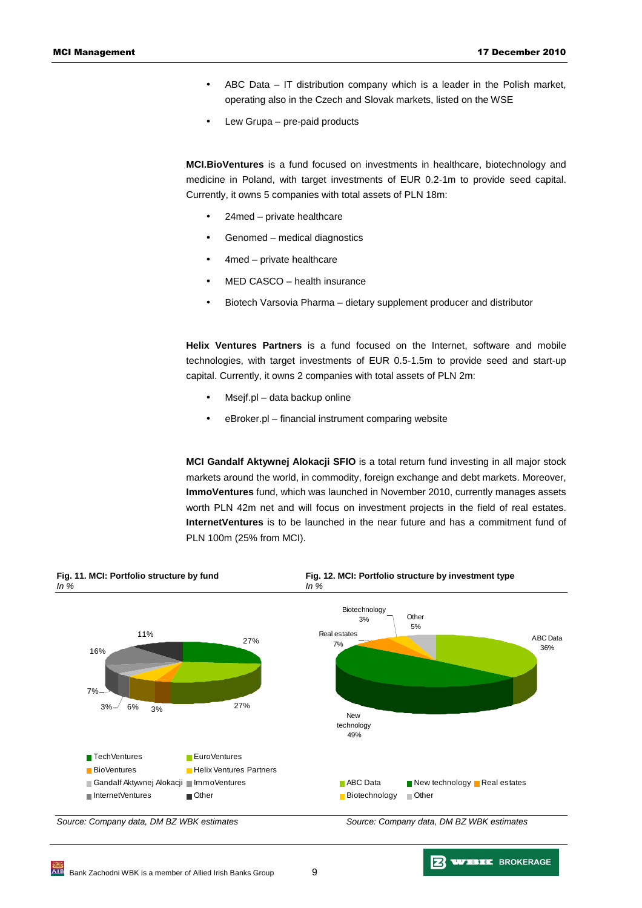- ABC Data – IT distribution company which is a leader in the Polish market, operating also in the Czech and Slovak markets, listed on the WSE
- Lew Grupa – pre-paid products

**MCI.BioVentures** is a fund focused on investments in healthcare, biotechnology and medicine in Poland, with target investments of EUR 0.2-1m to provide seed capital. Currently, it owns 5 companies with total assets of PLN 18m:

- 24med – private healthcare
- Genomed – medical diagnostics
- 4med – private healthcare
- MED CASCO – health insurance
- Biotech Varsovia Pharma – dietary supplement producer and distributor

**Helix Ventures Partners** is a fund focused on the Internet, software and mobile technologies, with target investments of EUR 0.5-1.5m to provide seed and start-up capital. Currently, it owns 2 companies with total assets of PLN 2m:

- Msejf.pl – data backup online
- eBroker.pl – financial instrument comparing website

**MCI Gandalf Aktywnej Alokacji SFIO** is a total return fund investing in all major stock markets around the world, in commodity, foreign exchange and debt markets. Moreover, **ImmoVentures** fund, which was launched in November 2010, currently manages assets worth PLN 42m net and will focus on investment projects in the field of real estates. **InternetVentures** is to be launched in the near future and has a commitment fund of PLN 100m (25% from MCI).

**Fig. 11. MCI: Portfolio structure by fund**
*In %*

11%
27%
16%
7%
3%
6%
3%
27%

TechVentures
EuroVentures
BioVentures
Helix Ventures Partners
Gandalf Aktywnej Alokacji
ImmoVentures
InternetVentures
Other

*Source: Company data, DM BZ WBK estimates*

**Fig. 12. MCI: Portfolio structure by investment type**
*In %*

Biotechnology 3%
Other 5%
Real estates 7%
ABC Data 36%
New technology 49%

ABC Data
New technology
Real estates
Biotechnology
Other

*Source: Company data, DM BZ WBK estimates*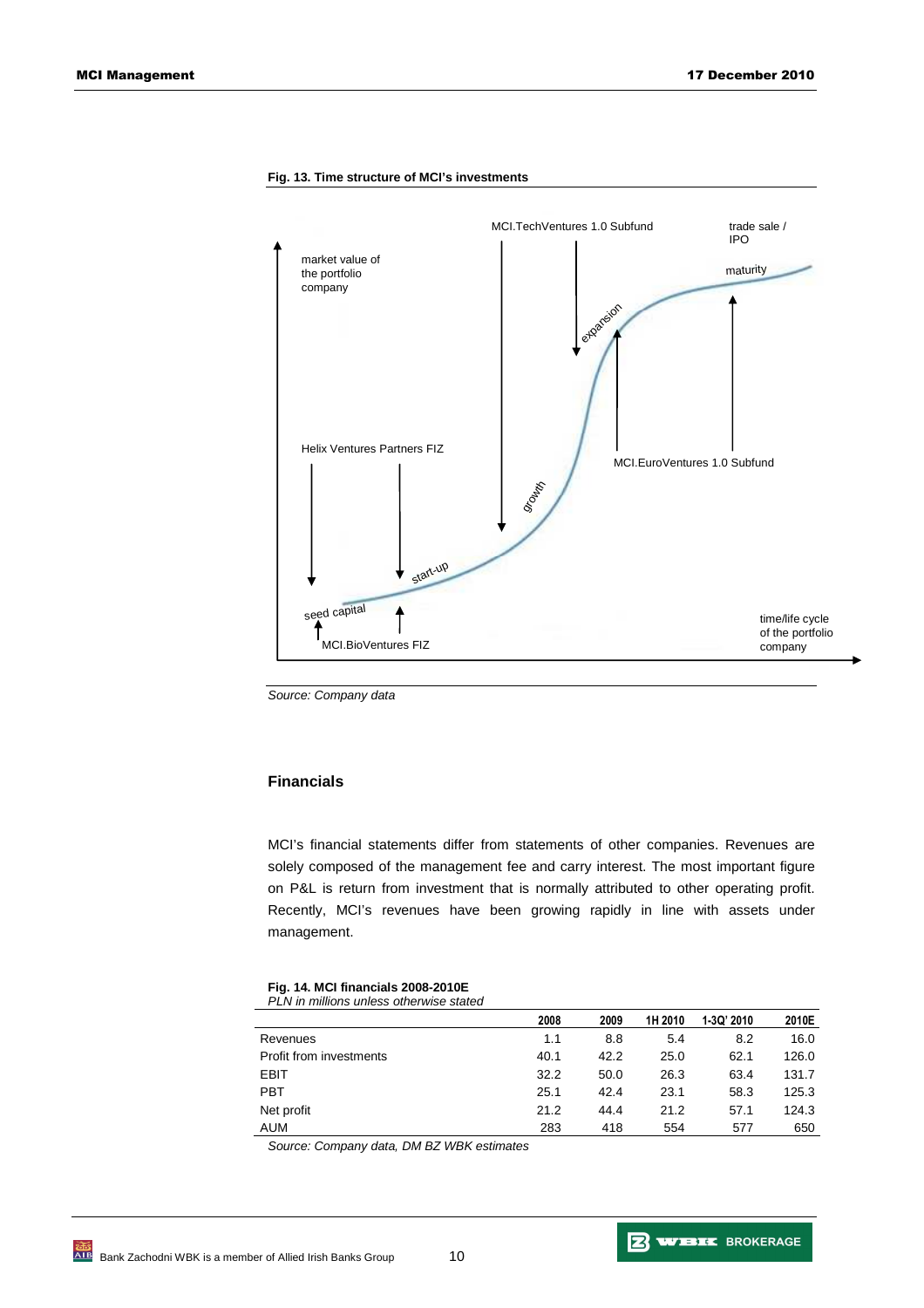**Fig. 13. Time structure of MCI's investments**

market value of the portfolio company

MCI.TechVentures 1.0 Subfund

trade sale / IPO

maturity

expansion

Helix Ventures Partners FIZ

MCI.EuroVentures 1.0 Subfund

growth

start-up

seed capital

MCI.BioVentures FIZ

time/life cycle of the portfolio company

*Source: Company data*

## Financials

MCI's financial statements differ from statements of other companies. Revenues are solely composed of the management fee and carry interest. The most important figure on P&L is return from investment that is normally attributed to other operating profit. Recently, MCI's revenues have been growing rapidly in line with assets under management.

**Fig. 14. MCI financials 2008-2010E**
*PLN in millions unless otherwise stated*

| | 2008 | 2009 | 1H 2010 | 1-3Q' 2010 | 2010E |
|---|---|---|---|---|---|
| Revenues | 1.1 | 8.8 | 5.4 | 8.2 | 16.0 |
| Profit from investments | 40.1 | 42.2 | 25.0 | 62.1 | 126.0 |
| EBIT | 32.2 | 50.0 | 26.3 | 63.4 | 131.7 |
| PBT | 25.1 | 42.4 | 23.1 | 58.3 | 125.3 |
| Net profit | 21.2 | 44.4 | 21.2 | 57.1 | 124.3 |
| AUM | 283 | 418 | 554 | 577 | 650 |

*Source: Company data, DM BZ WBK estimates*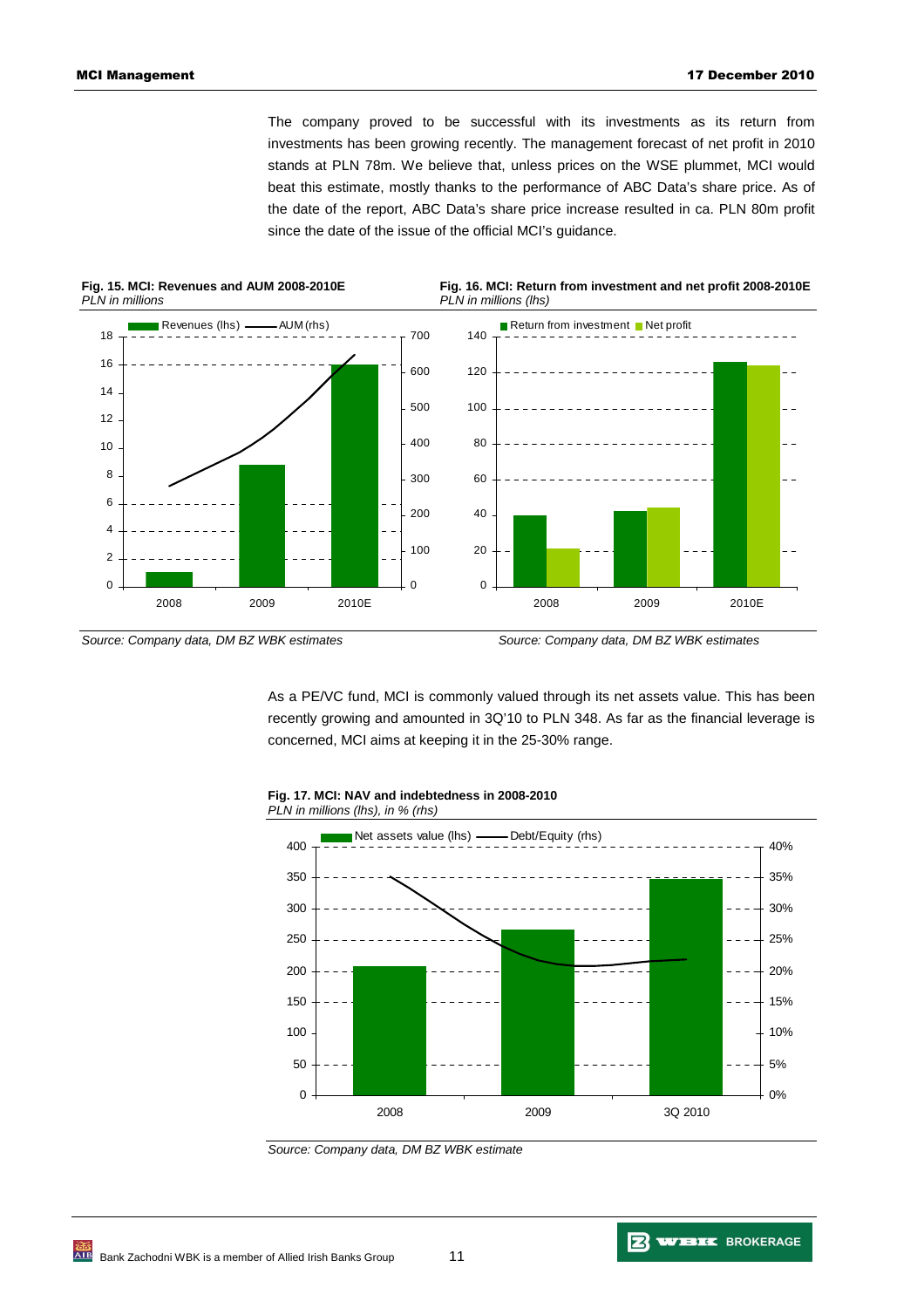The company proved to be successful with its investments as its return from investments has been growing recently. The management forecast of net profit in 2010 stands at PLN 78m. We believe that, unless prices on the WSE plummet, MCI would beat this estimate, mostly thanks to the performance of ABC Data's share price. As of the date of the report, ABC Data's share price increase resulted in ca. PLN 80m profit since the date of the issue of the official MCI's guidance.

**Fig. 15. MCI: Revenues and AUM 2008-2010E**
*PLN in millions*

Revenues (lhs)
AUM (rhs)

18
16
14
12
10
8
6
4
2
0

700
600
500
400
300
200
100
0

2008
2009
2010E

*Source: Company data, DM BZ WBK estimates*

**Fig. 16. MCI: Return from investment and net profit 2008-2010E**
*PLN in millions (lhs)*

Return from investment
Net profit

140
120
100
80
60
40
20
0

2008
2009
2010E

*Source: Company data, DM BZ WBK estimates*

As a PE/VC fund, MCI is commonly valued through its net assets value. This has been recently growing and amounted in 3Q'10 to PLN 348. As far as the financial leverage is concerned, MCI aims at keeping it in the 25-30% range.

**Fig. 17. MCI: NAV and indebtedness in 2008-2010**
*PLN in millions (lhs), in % (rhs)*

Net assets value (lhs)
Debt/Equity (rhs)

400
350
300
250
200
150
100
50
0

40%
35%
30%
25%
20%
15%
10%
5%
0%

2008
2009
3Q 2010

*Source: Company data, DM BZ WBK estimate*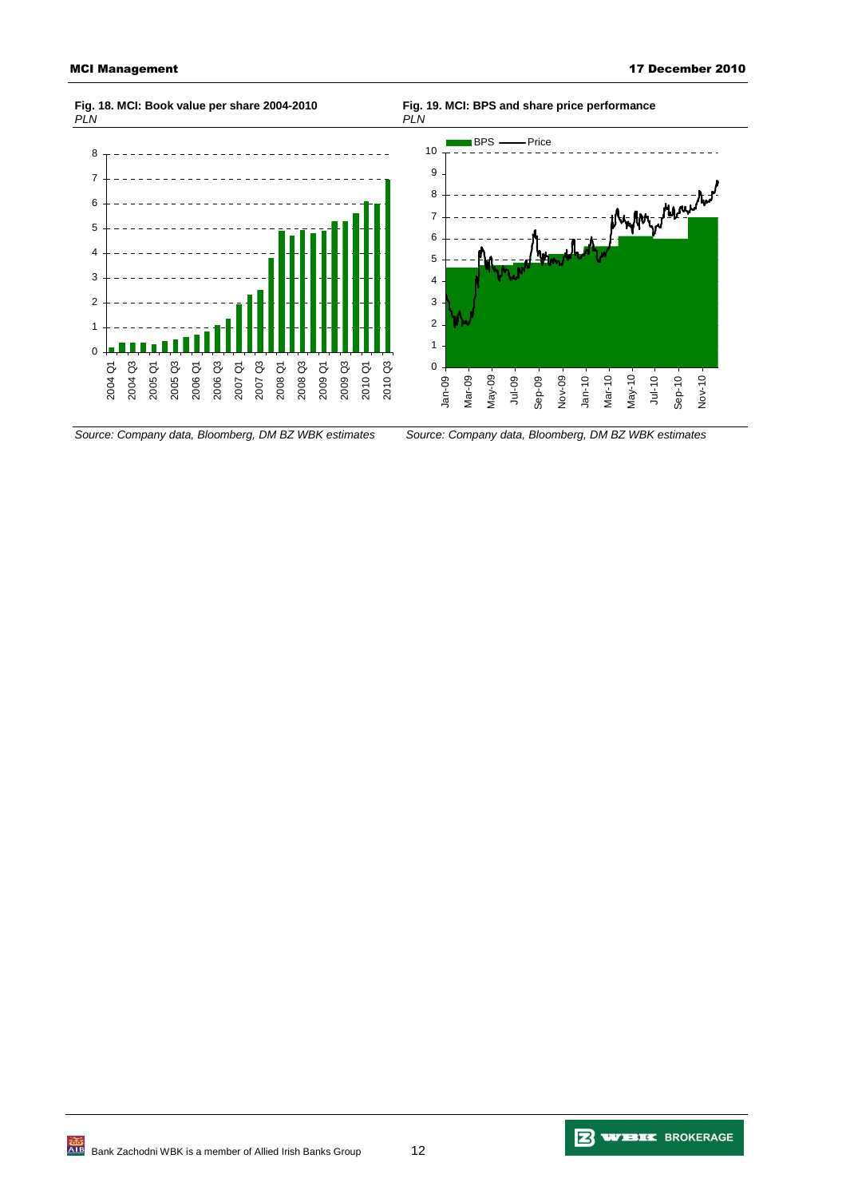**Fig. 18. MCI: Book value per share 2004-2010**
*PLN*

8
7
6
5
4
3
2
1
0

2004 Q1
2004 Q3
2005 Q1
2005 Q3
2006 Q1
2006 Q3
2007 Q1
2007 Q3
2008 Q1
2008 Q3
2009 Q1
2009 Q3
2010 Q1
2010 Q3

*Source: Company data, Bloomberg, DM BZ WBK estimates*

**Fig. 19. MCI: BPS and share price performance**
*PLN*

BPS — Price

10
9
8
7
6
5
4
3
2
1
0

Jan-09
Mar-09
May-09
Jul-09
Sep-09
Nov-09
Jan-10
Mar-10
May-10
Jul-10
Sep-10
Nov-10

*Source: Company data, Bloomberg, DM BZ WBK estimates*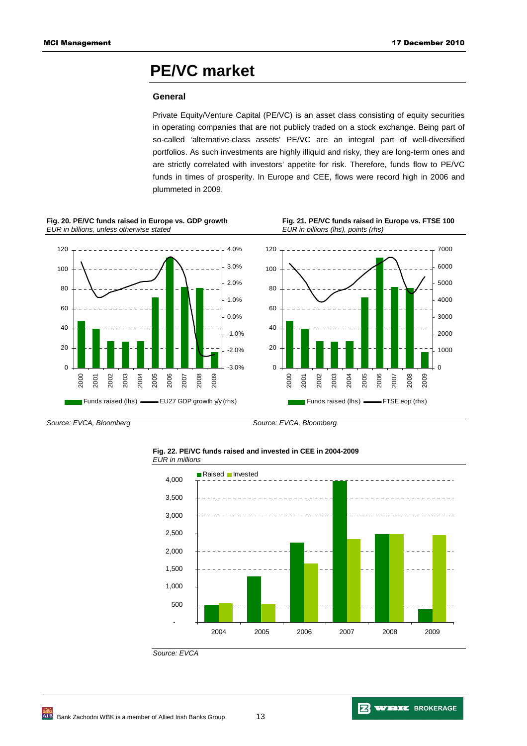# PE/VC market

## General

Private Equity/Venture Capital (PE/VC) is an asset class consisting of equity securities in operating companies that are not publicly traded on a stock exchange. Being part of so-called 'alternative-class assets' PE/VC are an integral part of well-diversified portfolios. As such investments are highly illiquid and risky, they are long-term ones and are strictly correlated with investors' appetite for risk. Therefore, funds flow to PE/VC funds in times of prosperity. In Europe and CEE, flows were record high in 2006 and plummeted in 2009.

**Fig. 20. PE/VC funds raised in Europe vs. GDP growth**
*EUR in billions, unless otherwise stated*

120
100
80
60
40
20
0

4.0%
3.0%
2.0%
1.0%
0.0%
-1.0%
-2.0%
-3.0%

2000 2001 2002 2003 2004 2005 2006 2007 2008 2009

Funds raised (lhs) — EU27 GDP growth y/y (rhs)

*Source: EVCA, Bloomberg*

**Fig. 21. PE/VC funds raised in Europe vs. FTSE 100**
*EUR in billions (lhs), points (rhs)*

120
100
80
60
40
20
0

7000
6000
5000
4000
3000
2000
1000
0

2000 2001 2002 2003 2004 2005 2006 2007 2008 2009

Funds raised (lhs) — FTSE eop (rhs)

*Source: EVCA, Bloomberg*

**Fig. 22. PE/VC funds raised and invested in CEE in 2004-2009**
*EUR in millions*

Raised Invested

4,000
3,500
3,000
2,500
2,000
1,500
1,000
500
-

2004 2005 2006 2007 2008 2009

*Source: EVCA*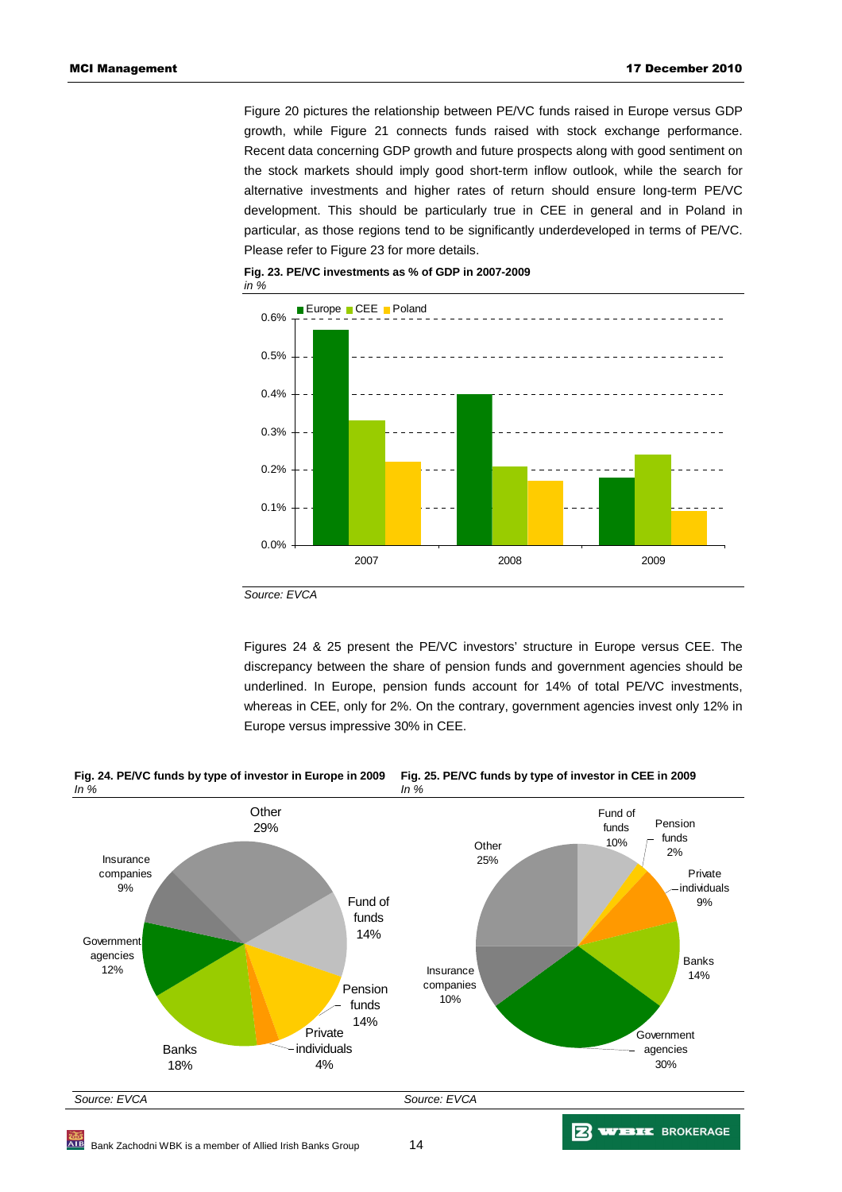Figure 20 pictures the relationship between PE/VC funds raised in Europe versus GDP growth, while Figure 21 connects funds raised with stock exchange performance. Recent data concerning GDP growth and future prospects along with good sentiment on the stock markets should imply good short-term inflow outlook, while the search for alternative investments and higher rates of return should ensure long-term PE/VC development. This should be particularly true in CEE in general and in Poland in particular, as those regions tend to be significantly underdeveloped in terms of PE/VC. Please refer to Figure 23 for more details.

**Fig. 23. PE/VC investments as % of GDP in 2007-2009**
*in %*

Europe CEE Poland
0.6%
0.5%
0.4%
0.3%
0.2%
0.1%
0.0%
2007
2008
2009

*Source: EVCA*

Figures 24 & 25 present the PE/VC investors' structure in Europe versus CEE. The discrepancy between the share of pension funds and government agencies should be underlined. In Europe, pension funds account for 14% of total PE/VC investments, whereas in CEE, only for 2%. On the contrary, government agencies invest only 12% in Europe versus impressive 30% in CEE.

**Fig. 24. PE/VC funds by type of investor in Europe in 2009**
*In %*

Other 29%
Fund of funds 14%
Pension funds 14%
Private individuals 4%
Banks 18%
Government agencies 12%
Insurance companies 9%

*Source: EVCA*

**Fig. 25. PE/VC funds by type of investor in CEE in 2009**
*In %*

Fund of funds 10%
Pension funds 2%
Private individuals 9%
Banks 14%
Government agencies 30%
Insurance companies 10%
Other 25%

*Source: EVCA*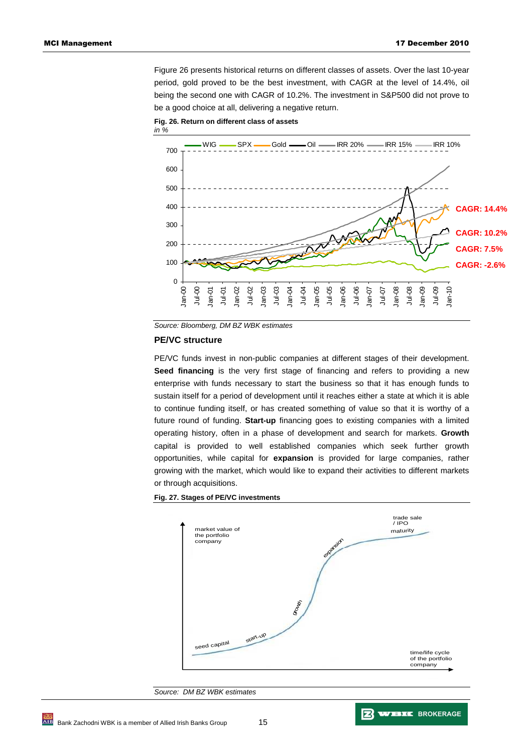Figure 26 presents historical returns on different classes of assets. Over the last 10-year period, gold proved to be the best investment, with CAGR at the level of 14.4%, oil being the second one with CAGR of 10.2%. The investment in S&P500 did not prove to be a good choice at all, delivering a negative return.

**Fig. 26. Return on different class of assets**
*in %*

WIG SPX Gold Oil IRR 20% IRR 15% IRR 10%

700
600
500
400
300
200
100
0

Jan-00 Jul-00 Jan-01 Jul-01 Jan-02 Jul-02 Jan-03 Jul-03 Jan-04 Jul-04 Jan-05 Jul-05 Jan-06 Jul-06 Jan-07 Jul-07 Jan-08 Jul-08 Jan-09 Jul-09 Jan-10

CAGR: 14.4%
CAGR: 10.2%
CAGR: 7.5%
CAGR: -2.6%

*Source: Bloomberg, DM BZ WBK estimates*

### PE/VC structure

PE/VC funds invest in non-public companies at different stages of their development. **Seed financing** is the very first stage of financing and refers to providing a new enterprise with funds necessary to start the business so that it has enough funds to sustain itself for a period of development until it reaches either a state at which it is able to continue funding itself, or has created something of value so that it is worthy of a future round of funding. **Start-up** financing goes to existing companies with a limited operating history, often in a phase of development and search for markets. **Growth** capital is provided to well established companies which seek further growth opportunities, while capital for **expansion** is provided for large companies, rather growing with the market, which would like to expand their activities to different markets or through acquisitions.

**Fig. 27. Stages of PE/VC investments**

market value of the portfolio company
trade sale / IPO
maturity
expansion
growth
start-up
seed capital
time/life cycle of the portfolio company

*Source: DM BZ WBK estimates*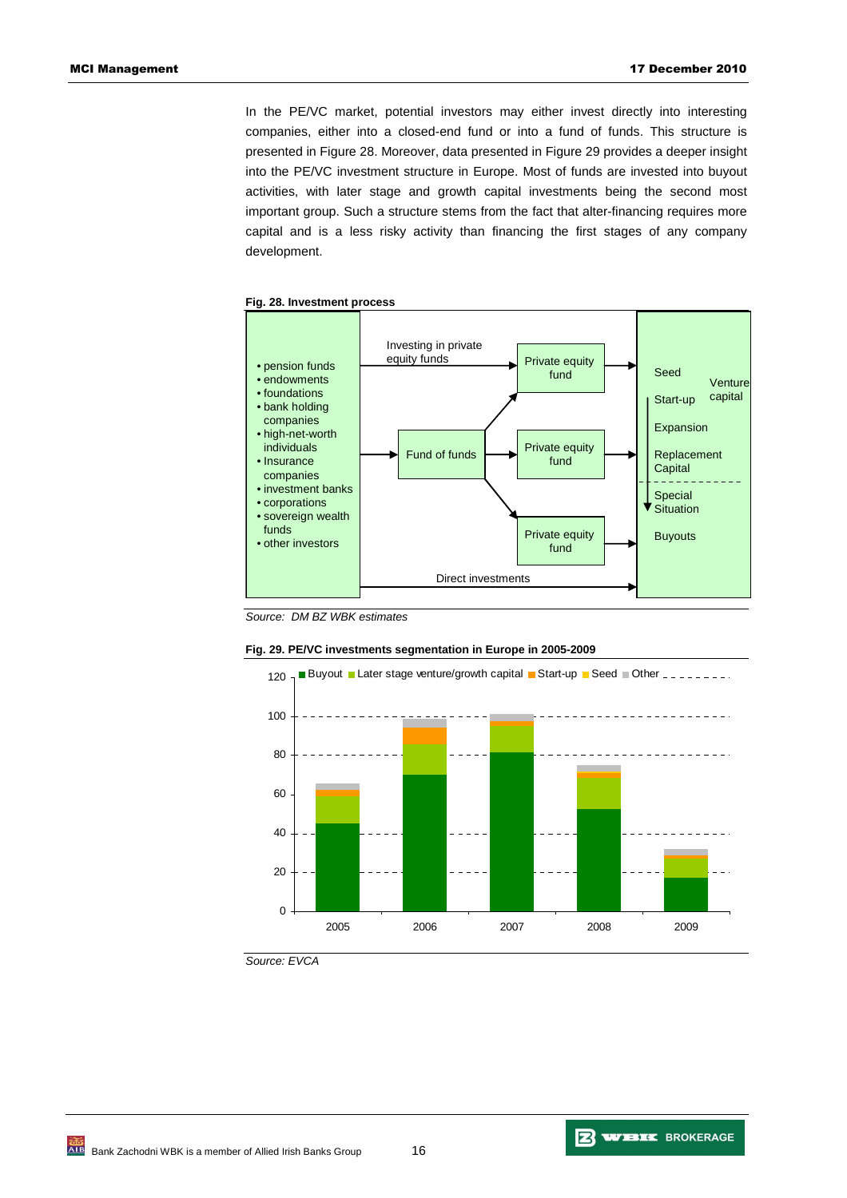In the PE/VC market, potential investors may either invest directly into interesting companies, either into a closed-end fund or into a fund of funds. This structure is presented in Figure 28. Moreover, data presented in Figure 29 provides a deeper insight into the PE/VC investment structure in Europe. Most of funds are invested into buyout activities, with later stage and growth capital investments being the second most important group. Such a structure stems from the fact that alter-financing requires more capital and is a less risky activity than financing the first stages of any company development.

**Fig. 28. Investment process**

- pension funds
- endowments
- foundations
- bank holding companies
- high-net-worth individuals
- Insurance companies
- investment banks
- corporations
- sovereign wealth funds
- other investors

Investing in private equity funds

Fund of funds

Private equity fund

Private equity fund

Private equity fund

Direct investments

Seed

Start-up

Venture capital

Expansion

Replacement Capital

Special Situation

Buyouts

*Source: DM BZ WBK estimates*

**Fig. 29. PE/VC investments segmentation in Europe in 2005-2009**

Buyout, Later stage venture/growth capital, Start-up, Seed, Other

120
100
80
60
40
20
0

2005 2006 2007 2008 2009

*Source: EVCA*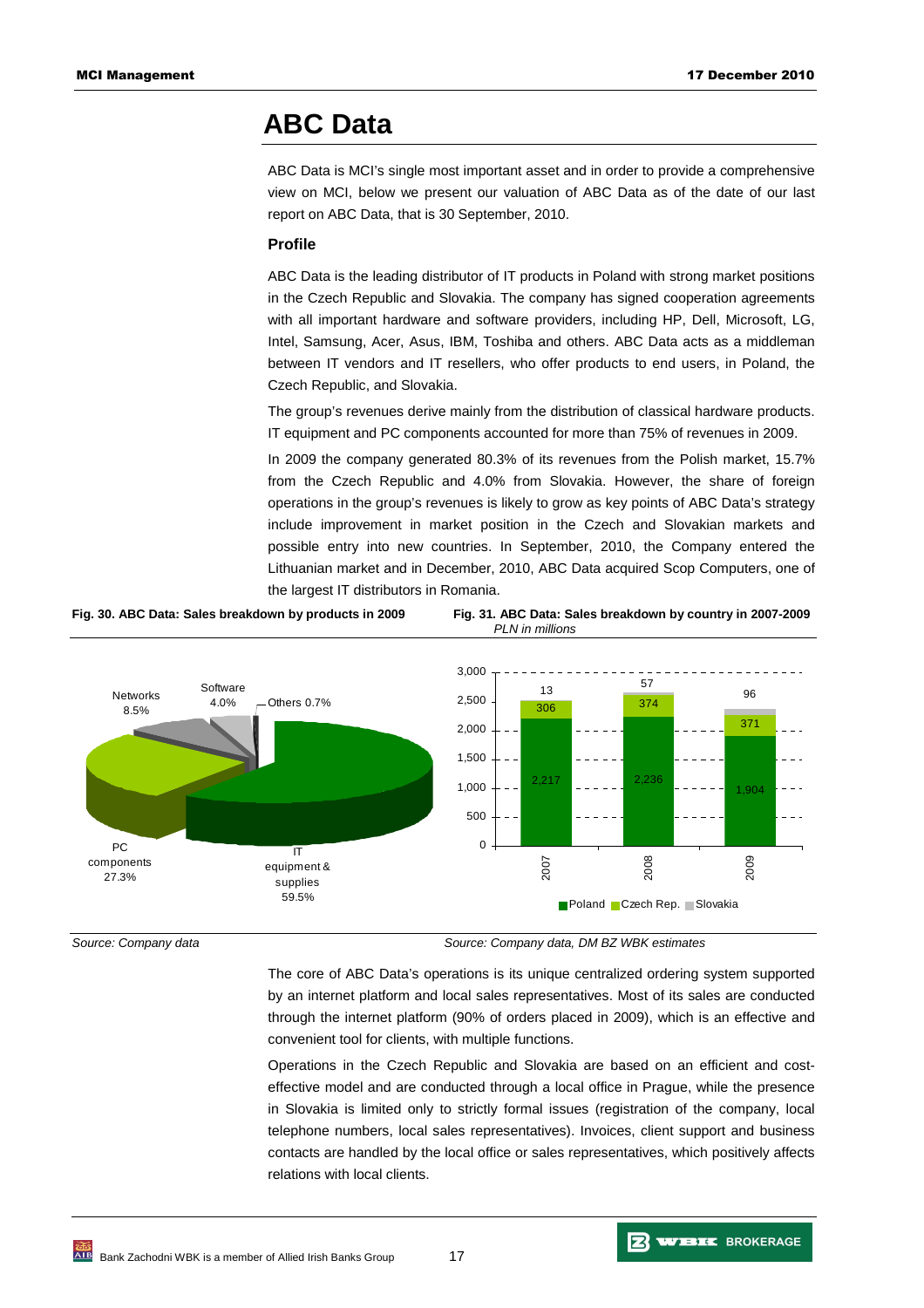# ABC Data

ABC Data is MCI's single most important asset and in order to provide a comprehensive view on MCI, below we present our valuation of ABC Data as of the date of our last report on ABC Data, that is 30 September, 2010.

### Profile

ABC Data is the leading distributor of IT products in Poland with strong market positions in the Czech Republic and Slovakia. The company has signed cooperation agreements with all important hardware and software providers, including HP, Dell, Microsoft, LG, Intel, Samsung, Acer, Asus, IBM, Toshiba and others. ABC Data acts as a middleman between IT vendors and IT resellers, who offer products to end users, in Poland, the Czech Republic, and Slovakia.

The group's revenues derive mainly from the distribution of classical hardware products. IT equipment and PC components accounted for more than 75% of revenues in 2009.

In 2009 the company generated 80.3% of its revenues from the Polish market, 15.7% from the Czech Republic and 4.0% from Slovakia. However, the share of foreign operations in the group's revenues is likely to grow as key points of ABC Data's strategy include improvement in market position in the Czech and Slovakian markets and possible entry into new countries. In September, 2010, the Company entered the Lithuanian market and in December, 2010, ABC Data acquired Scop Computers, one of the largest IT distributors in Romania.

**Fig. 30. ABC Data: Sales breakdown by products in 2009**

Networks 8.5%
Software 4.0%
Others 0.7%
PC components 27.3%
IT equipment & supplies 59.5%

Source: Company data

**Fig. 31. ABC Data: Sales breakdown by country in 2007-2009**
*PLN in millions*

3,000
2,500
2,000
1,500
1,000
500
0

2007: 2,217 | 306 | 13
2008: 2,236 | 374 | 57
2009: 1,904 | 371 | 96

Poland, Czech Rep., Slovakia

*Source: Company data, DM BZ WBK estimates*

The core of ABC Data's operations is its unique centralized ordering system supported by an internet platform and local sales representatives. Most of its sales are conducted through the internet platform (90% of orders placed in 2009), which is an effective and convenient tool for clients, with multiple functions.

Operations in the Czech Republic and Slovakia are based on an efficient and cost-effective model and are conducted through a local office in Prague, while the presence in Slovakia is limited only to strictly formal issues (registration of the company, local telephone numbers, local sales representatives). Invoices, client support and business contacts are handled by the local office or sales representatives, which positively affects relations with local clients.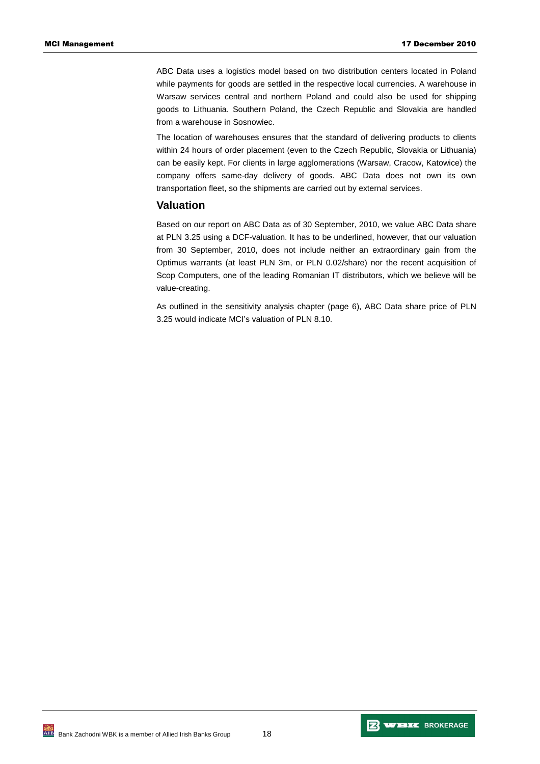ABC Data uses a logistics model based on two distribution centers located in Poland while payments for goods are settled in the respective local currencies. A warehouse in Warsaw services central and northern Poland and could also be used for shipping goods to Lithuania. Southern Poland, the Czech Republic and Slovakia are handled from a warehouse in Sosnowiec.

The location of warehouses ensures that the standard of delivering products to clients within 24 hours of order placement (even to the Czech Republic, Slovakia or Lithuania) can be easily kept. For clients in large agglomerations (Warsaw, Cracow, Katowice) the company offers same-day delivery of goods. ABC Data does not own its own transportation fleet, so the shipments are carried out by external services.

## Valuation

Based on our report on ABC Data as of 30 September, 2010, we value ABC Data share at PLN 3.25 using a DCF-valuation. It has to be underlined, however, that our valuation from 30 September, 2010, does not include neither an extraordinary gain from the Optimus warrants (at least PLN 3m, or PLN 0.02/share) nor the recent acquisition of Scop Computers, one of the leading Romanian IT distributors, which we believe will be value-creating.

As outlined in the sensitivity analysis chapter (page 6), ABC Data share price of PLN 3.25 would indicate MCI's valuation of PLN 8.10.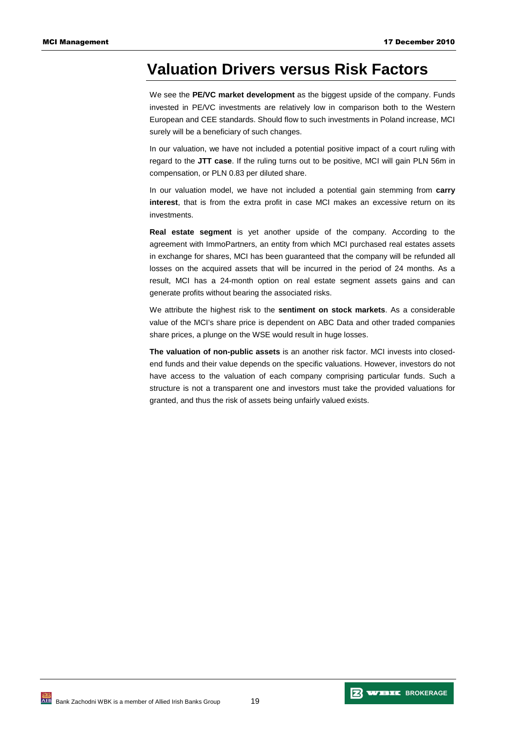# Valuation Drivers versus Risk Factors

We see the **PE/VC market development** as the biggest upside of the company. Funds invested in PE/VC investments are relatively low in comparison both to the Western European and CEE standards. Should flow to such investments in Poland increase, MCI surely will be a beneficiary of such changes.

In our valuation, we have not included a potential positive impact of a court ruling with regard to the **JTT case**. If the ruling turns out to be positive, MCI will gain PLN 56m in compensation, or PLN 0.83 per diluted share.

In our valuation model, we have not included a potential gain stemming from **carry interest**, that is from the extra profit in case MCI makes an excessive return on its investments.

**Real estate segment** is yet another upside of the company. According to the agreement with ImmoPartners, an entity from which MCI purchased real estates assets in exchange for shares, MCI has been guaranteed that the company will be refunded all losses on the acquired assets that will be incurred in the period of 24 months. As a result, MCI has a 24-month option on real estate segment assets gains and can generate profits without bearing the associated risks.

We attribute the highest risk to the **sentiment on stock markets**. As a considerable value of the MCI's share price is dependent on ABC Data and other traded companies share prices, a plunge on the WSE would result in huge losses.

**The valuation of non-public assets** is an another risk factor. MCI invests into closed-end funds and their value depends on the specific valuations. However, investors do not have access to the valuation of each company comprising particular funds. Such a structure is not a transparent one and investors must take the provided valuations for granted, and thus the risk of assets being unfairly valued exists.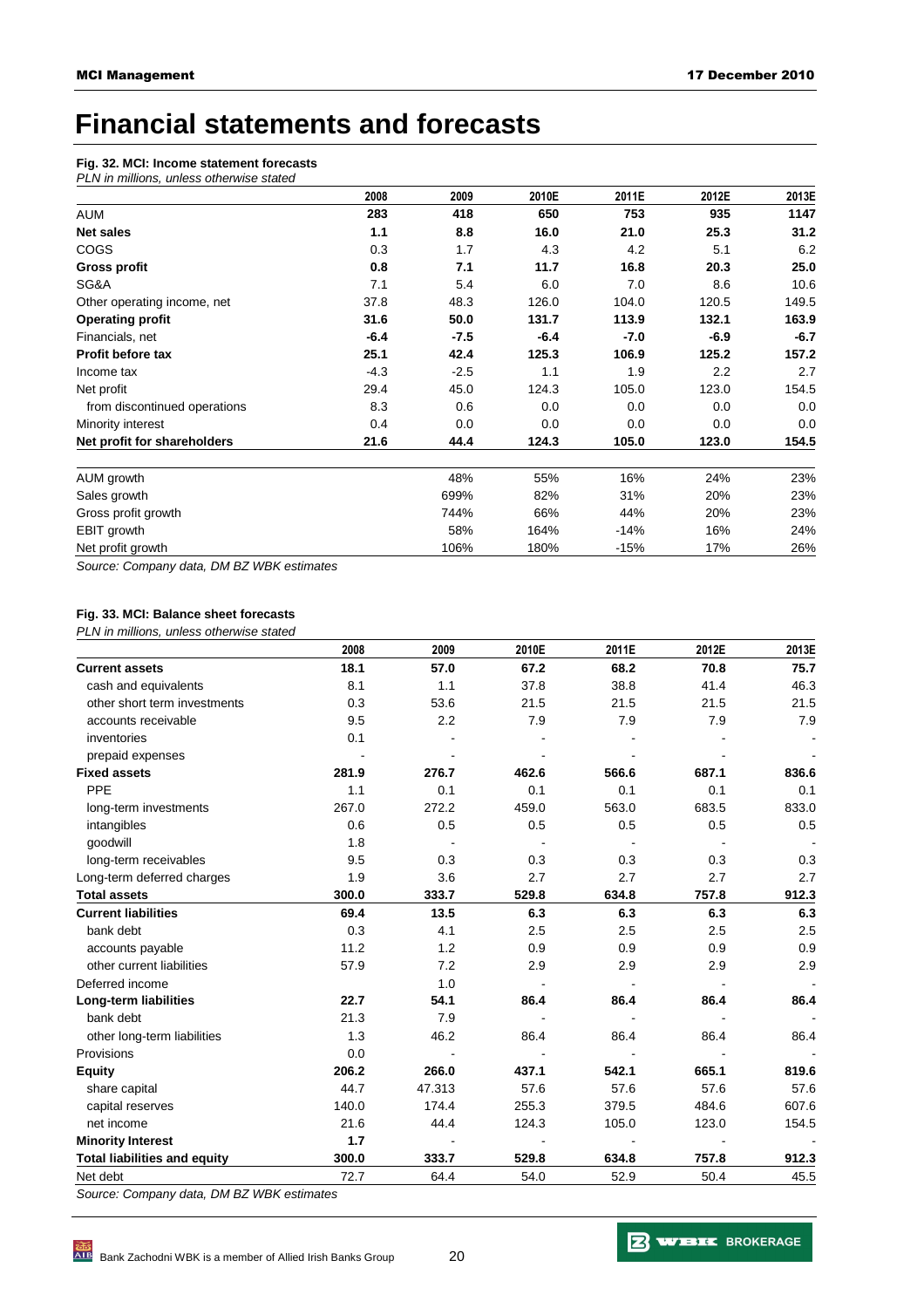# Financial statements and forecasts

**Fig. 32. MCI: Income statement forecasts**

*PLN in millions, unless otherwise stated*

| | 2008 | 2009 | 2010E | 2011E | 2012E | 2013E |
|---|---|---|---|---|---|---|
| AUM | **283** | **418** | **650** | **753** | **935** | **1147** |
| **Net sales** | **1.1** | **8.8** | **16.0** | **21.0** | **25.3** | **31.2** |
| COGS | 0.3 | 1.7 | 4.3 | 4.2 | 5.1 | 6.2 |
| **Gross profit** | **0.8** | **7.1** | **11.7** | **16.8** | **20.3** | **25.0** |
| SG&A | 7.1 | 5.4 | 6.0 | 7.0 | 8.6 | 10.6 |
| Other operating income, net | 37.8 | 48.3 | 126.0 | 104.0 | 120.5 | 149.5 |
| **Operating profit** | **31.6** | **50.0** | **131.7** | **113.9** | **132.1** | **163.9** |
| Financials, net | **-6.4** | **-7.5** | **-6.4** | **-7.0** | **-6.9** | **-6.7** |
| **Profit before tax** | **25.1** | **42.4** | **125.3** | **106.9** | **125.2** | **157.2** |
| Income tax | -4.3 | -2.5 | 1.1 | 1.9 | 2.2 | 2.7 |
| Net profit | 29.4 | 45.0 | 124.3 | 105.0 | 123.0 | 154.5 |
| from discontinued operations | 8.3 | 0.6 | 0.0 | 0.0 | 0.0 | 0.0 |
| Minority interest | 0.4 | 0.0 | 0.0 | 0.0 | 0.0 | 0.0 |
| **Net profit for shareholders** | **21.6** | **44.4** | **124.3** | **105.0** | **123.0** | **154.5** |
| | | | | | | |
| AUM growth | | 48% | 55% | 16% | 24% | 23% |
| Sales growth | | 699% | 82% | 31% | 20% | 23% |
| Gross profit growth | | 744% | 66% | 44% | 20% | 23% |
| EBIT growth | | 58% | 164% | -14% | 16% | 24% |
| Net profit growth | | 106% | 180% | -15% | 17% | 26% |

*Source: Company data, DM BZ WBK estimates*

**Fig. 33. MCI: Balance sheet forecasts**

*PLN in millions, unless otherwise stated*

| | 2008 | 2009 | 2010E | 2011E | 2012E | 2013E |
|---|---|---|---|---|---|---|
| **Current assets** | **18.1** | **57.0** | **67.2** | **68.2** | **70.8** | **75.7** |
| cash and equivalents | 8.1 | 1.1 | 37.8 | 38.8 | 41.4 | 46.3 |
| other short term investments | 0.3 | 53.6 | 21.5 | 21.5 | 21.5 | 21.5 |
| accounts receivable | 9.5 | 2.2 | 7.9 | 7.9 | 7.9 | 7.9 |
| inventories | 0.1 | - | - | - | - | - |
| prepaid expenses | - | - | - | - | - | - |
| **Fixed assets** | **281.9** | **276.7** | **462.6** | **566.6** | **687.1** | **836.6** |
| PPE | 1.1 | 0.1 | 0.1 | 0.1 | 0.1 | 0.1 |
| long-term investments | 267.0 | 272.2 | 459.0 | 563.0 | 683.5 | 833.0 |
| intangibles | 0.6 | 0.5 | 0.5 | 0.5 | 0.5 | 0.5 |
| goodwill | 1.8 | - | - | - | - | - |
| long-term receivables | 9.5 | 0.3 | 0.3 | 0.3 | 0.3 | 0.3 |
| Long-term deferred charges | 1.9 | 3.6 | 2.7 | 2.7 | 2.7 | 2.7 |
| **Total assets** | **300.0** | **333.7** | **529.8** | **634.8** | **757.8** | **912.3** |
| **Current liabilities** | **69.4** | **13.5** | **6.3** | **6.3** | **6.3** | **6.3** |
| bank debt | 0.3 | 4.1 | 2.5 | 2.5 | 2.5 | 2.5 |
| accounts payable | 11.2 | 1.2 | 0.9 | 0.9 | 0.9 | 0.9 |
| other current liabilities | 57.9 | 7.2 | 2.9 | 2.9 | 2.9 | 2.9 |
| Deferred income | | 1.0 | - | - | - | - |
| **Long-term liabilities** | **22.7** | **54.1** | **86.4** | **86.4** | **86.4** | **86.4** |
| bank debt | 21.3 | 7.9 | - | - | - | - |
| other long-term liabilities | 1.3 | 46.2 | 86.4 | 86.4 | 86.4 | 86.4 |
| Provisions | 0.0 | - | - | - | - | - |
| **Equity** | **206.2** | **266.0** | **437.1** | **542.1** | **665.1** | **819.6** |
| share capital | 44.7 | 47.313 | 57.6 | 57.6 | 57.6 | 57.6 |
| capital reserves | 140.0 | 174.4 | 255.3 | 379.5 | 484.6 | 607.6 |
| net income | 21.6 | 44.4 | 124.3 | 105.0 | 123.0 | 154.5 |
| **Minority Interest** | **1.7** | - | - | - | - | - |
| **Total liabilities and equity** | **300.0** | **333.7** | **529.8** | **634.8** | **757.8** | **912.3** |
| Net debt | 72.7 | 64.4 | 54.0 | 52.9 | 50.4 | 45.5 |

*Source: Company data, DM BZ WBK estimates*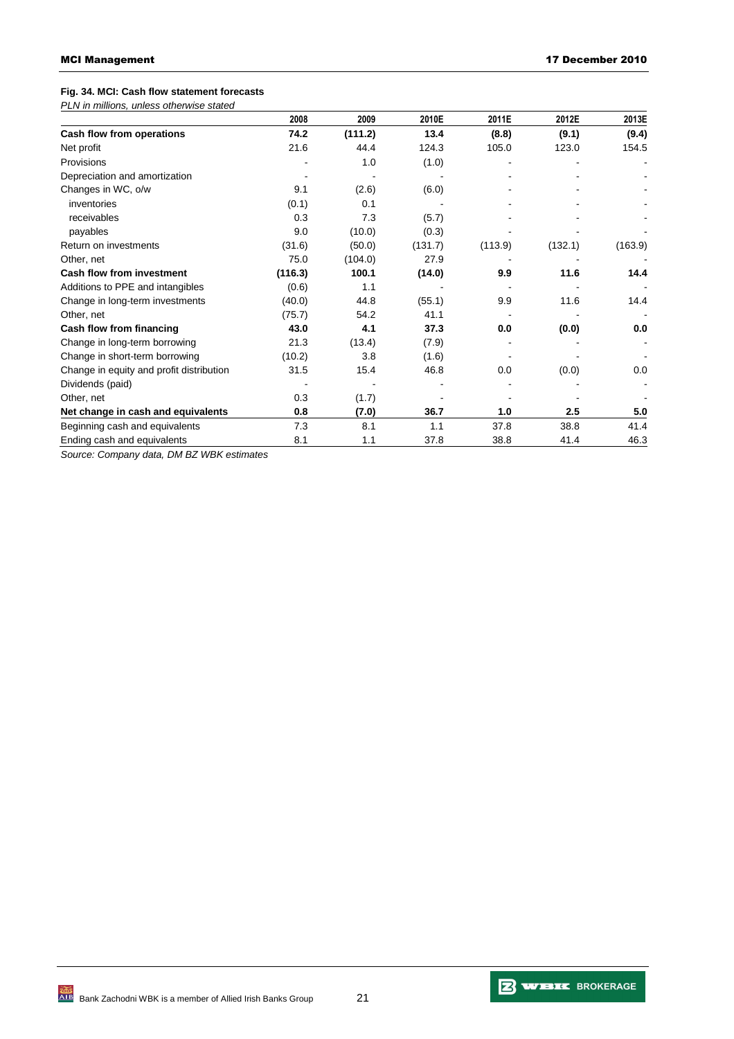**Fig. 34. MCI: Cash flow statement forecasts**

*PLN in millions, unless otherwise stated*

| | 2008 | 2009 | 2010E | 2011E | 2012E | 2013E |
|---|---|---|---|---|---|---|
| **Cash flow from operations** | **74.2** | **(111.2)** | **13.4** | **(8.8)** | **(9.1)** | **(9.4)** |
| Net profit | 21.6 | 44.4 | 124.3 | 105.0 | 123.0 | 154.5 |
| Provisions | - | 1.0 | (1.0) | - | - | - |
| Depreciation and amortization | - | - | - | - | - | - |
| Changes in WC, o/w | 9.1 | (2.6) | (6.0) | - | - | - |
| inventories | (0.1) | 0.1 | - | - | - | - |
| receivables | 0.3 | 7.3 | (5.7) | - | - | - |
| payables | 9.0 | (10.0) | (0.3) | - | - | - |
| Return on investments | (31.6) | (50.0) | (131.7) | (113.9) | (132.1) | (163.9) |
| Other, net | 75.0 | (104.0) | 27.9 | - | - | - |
| **Cash flow from investment** | **(116.3)** | **100.1** | **(14.0)** | **9.9** | **11.6** | **14.4** |
| Additions to PPE and intangibles | (0.6) | 1.1 | - | - | - | - |
| Change in long-term investments | (40.0) | 44.8 | (55.1) | 9.9 | 11.6 | 14.4 |
| Other, net | (75.7) | 54.2 | 41.1 | - | - | - |
| **Cash flow from financing** | **43.0** | **4.1** | **37.3** | **0.0** | **(0.0)** | **0.0** |
| Change in long-term borrowing | 21.3 | (13.4) | (7.9) | - | - | - |
| Change in short-term borrowing | (10.2) | 3.8 | (1.6) | - | - | - |
| Change in equity and profit distribution | 31.5 | 15.4 | 46.8 | 0.0 | (0.0) | 0.0 |
| Dividends (paid) | - | - | - | - | - | - |
| Other, net | 0.3 | (1.7) | - | - | - | - |
| **Net change in cash and equivalents** | **0.8** | **(7.0)** | **36.7** | **1.0** | **2.5** | **5.0** |
| Beginning cash and equivalents | 7.3 | 8.1 | 1.1 | 37.8 | 38.8 | 41.4 |
| Ending cash and equivalents | 8.1 | 1.1 | 37.8 | 38.8 | 41.4 | 46.3 |

*Source: Company data, DM BZ WBK estimates*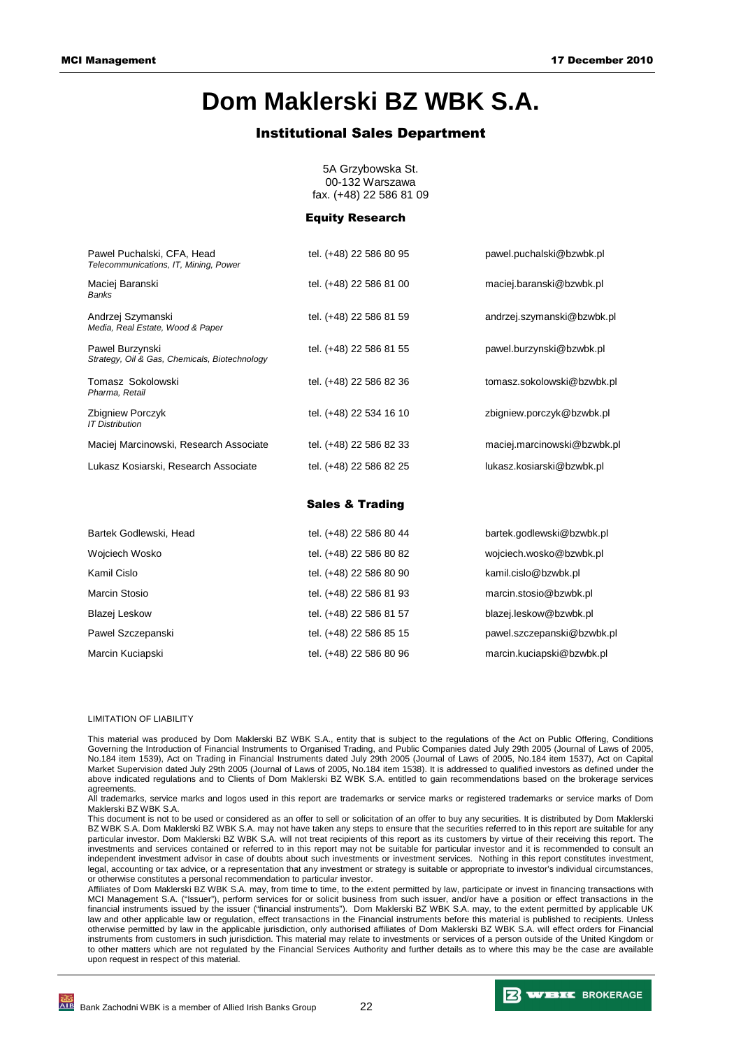# Dom Maklerski BZ WBK S.A.

## Institutional Sales Department

5A Grzybowska St.
00-132 Warszawa
fax. (+48) 22 586 81 09

### Equity Research

| | | |
|---|---|---|
| Pawel Puchalski, CFA, Head<br>*Telecommunications, IT, Mining, Power* | tel. (+48) 22 586 80 95 | pawel.puchalski@bzwbk.pl |
| Maciej Baranski<br>*Banks* | tel. (+48) 22 586 81 00 | maciej.baranski@bzwbk.pl |
| Andrzej Szymanski<br>*Media, Real Estate, Wood & Paper* | tel. (+48) 22 586 81 59 | andrzej.szymanski@bzwbk.pl |
| Pawel Burzynski<br>*Strategy, Oil & Gas, Chemicals, Biotechnology* | tel. (+48) 22 586 81 55 | pawel.burzynski@bzwbk.pl |
| Tomasz Sokolowski<br>*Pharma, Retail* | tel. (+48) 22 586 82 36 | tomasz.sokolowski@bzwbk.pl |
| Zbigniew Porczyk<br>*IT Distribution* | tel. (+48) 22 534 16 10 | zbigniew.porczyk@bzwbk.pl |
| Maciej Marcinowski, Research Associate | tel. (+48) 22 586 82 33 | maciej.marcinowski@bzwbk.pl |
| Lukasz Kosiarski, Research Associate | tel. (+48) 22 586 82 25 | lukasz.kosiarski@bzwbk.pl |

### Sales & Trading

| | | |
|---|---|---|
| Bartek Godlewski, Head | tel. (+48) 22 586 80 44 | bartek.godlewski@bzwbk.pl |
| Wojciech Wosko | tel. (+48) 22 586 80 82 | wojciech.wosko@bzwbk.pl |
| Kamil Cislo | tel. (+48) 22 586 80 90 | kamil.cislo@bzwbk.pl |
| Marcin Stosio | tel. (+48) 22 586 81 93 | marcin.stosio@bzwbk.pl |
| Blazej Leskow | tel. (+48) 22 586 81 57 | blazej.leskow@bzwbk.pl |
| Pawel Szczepanski | tel. (+48) 22 586 85 15 | pawel.szczepanski@bzwbk.pl |
| Marcin Kuciapski | tel. (+48) 22 586 80 96 | marcin.kuciapski@bzwbk.pl |

LIMITATION OF LIABILITY

This material was produced by Dom Maklerski BZ WBK S.A., entity that is subject to the regulations of the Act on Public Offering, Conditions Governing the Introduction of Financial Instruments to Organised Trading, and Public Companies dated July 29th 2005 (Journal of Laws of 2005, No.184 item 1539), Act on Trading in Financial Instruments dated July 29th 2005 (Journal of Laws of 2005, No.184 item 1537), Act on Capital Market Supervision dated July 29th 2005 (Journal of Laws of 2005, No.184 item 1538). It is addressed to qualified investors as defined under the above indicated regulations and to Clients of Dom Maklerski BZ WBK S.A. entitled to gain recommendations based on the brokerage services agreements.

All trademarks, service marks and logos used in this report are trademarks or service marks or registered trademarks or service marks of Dom Maklerski BZ WBK S.A.

This document is not to be used or considered as an offer to sell or solicitation of an offer to buy any securities. It is distributed by Dom Maklerski BZ WBK S.A. Dom Maklerski BZ WBK S.A. may not have taken any steps to ensure that the securities referred to in this report are suitable for any particular investor. Dom Maklerski BZ WBK S.A. will not treat recipients of this report as its customers by virtue of their receiving this report. The investments and services contained or referred to in this report may not be suitable for particular investor and it is recommended to consult an independent investment advisor in case of doubts about such investments or investment services. Nothing in this report constitutes investment, legal, accounting or tax advice, or a representation that any investment or strategy is suitable or appropriate to investor's individual circumstances, or otherwise constitutes a personal recommendation to particular investor.

Affiliates of Dom Maklerski BZ WBK S.A. may, from time to time, to the extent permitted by law, participate or invest in financing transactions with MCI Management S.A. ("Issuer"), perform services for or solicit business from such issuer, and/or have a position or effect transactions in the financial instruments issued by the issuer ("financial instruments"). Dom Maklerski BZ WBK S.A. may, to the extent permitted by applicable UK law and other applicable law or regulation, effect transactions in the Financial instruments before this material is published to recipients. Unless otherwise permitted by law in the applicable jurisdiction, only authorised affiliates of Dom Maklerski BZ WBK S.A. will effect orders for Financial instruments from customers in such jurisdiction. This material may relate to investments or services of a person outside of the United Kingdom or to other matters which are not regulated by the Financial Services Authority and further details as to where this may be the case are available upon request in respect of this material.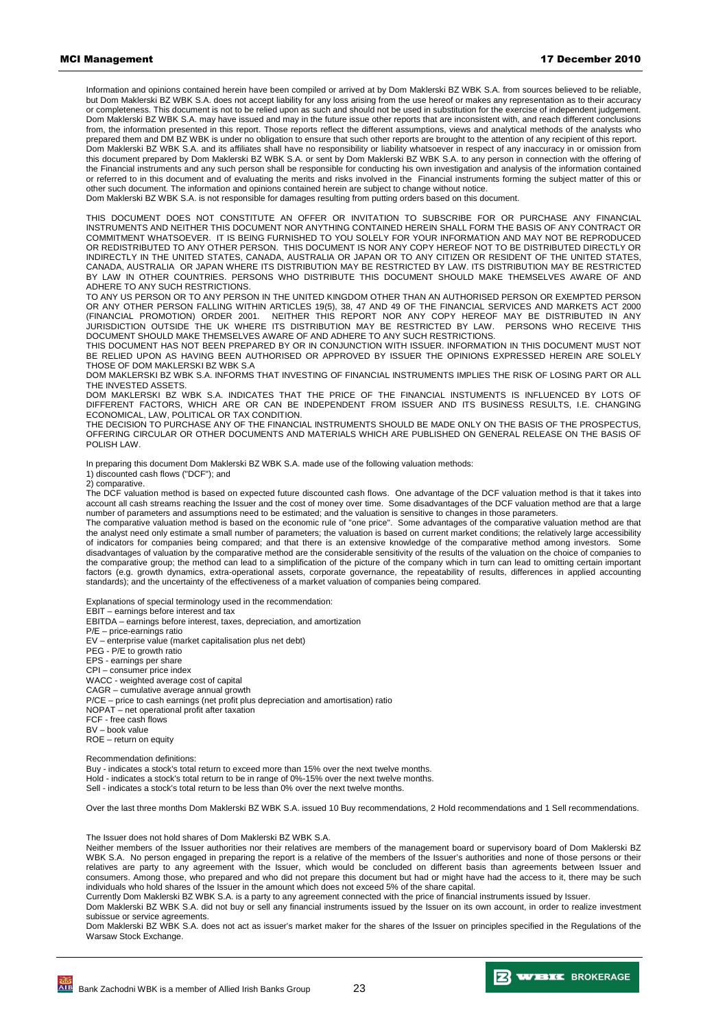Information and opinions contained herein have been compiled or arrived at by Dom Maklerski BZ WBK S.A. from sources believed to be reliable, but Dom Maklerski BZ WBK S.A. does not accept liability for any loss arising from the use hereof or makes any representation as to their accuracy or completeness. This document is not to be relied upon as such and should not be used in substitution for the exercise of independent judgement. Dom Maklerski BZ WBK S.A. may have issued and may in the future issue other reports that are inconsistent with, and reach different conclusions from, the information presented in this report. Those reports reflect the different assumptions, views and analytical methods of the analysts who prepared them and DM BZ WBK is under no obligation to ensure that such other reports are brought to the attention of any recipient of this report. Dom Maklerski BZ WBK S.A. and its affiliates shall have no responsibility or liability whatsoever in respect of any inaccuracy in or omission from this document prepared by Dom Maklerski BZ WBK S.A. or sent by Dom Maklerski BZ WBK S.A. to any person in connection with the offering of the Financial instruments and any such person shall be responsible for conducting his own investigation and analysis of the information contained or referred to in this document and of evaluating the merits and risks involved in the Financial instruments forming the subject matter of this or other such document. The information and opinions contained herein are subject to change without notice.
Dom Maklerski BZ WBK S.A. is not responsible for damages resulting from putting orders based on this document.

THIS DOCUMENT DOES NOT CONSTITUTE AN OFFER OR INVITATION TO SUBSCRIBE FOR OR PURCHASE ANY FINANCIAL INSTRUMENTS AND NEITHER THIS DOCUMENT NOR ANYTHING CONTAINED HEREIN SHALL FORM THE BASIS OF ANY CONTRACT OR COMMITMENT WHATSOEVER. IT IS BEING FURNISHED TO YOU SOLELY FOR YOUR INFORMATION AND MAY NOT BE REPRODUCED OR REDISTRIBUTED TO ANY OTHER PERSON. THIS DOCUMENT IS NOR ANY COPY HEREOF NOT TO BE DISTRIBUTED DIRECTLY OR INDIRECTLY IN THE UNITED STATES, CANADA, AUSTRALIA OR JAPAN OR TO ANY CITIZEN OR RESIDENT OF THE UNITED STATES, CANADA, AUSTRALIA OR JAPAN WHERE ITS DISTRIBUTION MAY BE RESTRICTED BY LAW. ITS DISTRIBUTION MAY BE RESTRICTED BY LAW IN OTHER COUNTRIES. PERSONS WHO DISTRIBUTE THIS DOCUMENT SHOULD MAKE THEMSELVES AWARE OF AND ADHERE TO ANY SUCH RESTRICTIONS.
TO ANY US PERSON OR TO ANY PERSON IN THE UNITED KINGDOM OTHER THAN AN AUTHORISED PERSON OR EXEMPTED PERSON OR ANY OTHER PERSON FALLING WITHIN ARTICLES 19(5), 38, 47 AND 49 OF THE FINANCIAL SERVICES AND MARKETS ACT 2000 (FINANCIAL PROMOTION) ORDER 2001. NEITHER THIS REPORT NOR ANY COPY HEREOF MAY BE DISTRIBUTED IN ANY JURISDICTION OUTSIDE THE UK WHERE ITS DISTRIBUTION MAY BE RESTRICTED BY LAW. PERSONS WHO RECEIVE THIS DOCUMENT SHOULD MAKE THEMSELVES AWARE OF AND ADHERE TO ANY SUCH RESTRICTIONS.
THIS DOCUMENT HAS NOT BEEN PREPARED BY OR IN CONJUNCTION WITH ISSUER. INFORMATION IN THIS DOCUMENT MUST NOT BE RELIED UPON AS HAVING BEEN AUTHORISED OR APPROVED BY ISSUER THE OPINIONS EXPRESSED HEREIN ARE SOLELY THOSE OF DOM MAKLERSKI BZ WBK S.A
DOM MAKLERSKI BZ WBK S.A. INFORMS THAT INVESTING OF FINANCIAL INSTRUMENTS IMPLIES THE RISK OF LOSING PART OR ALL THE INVESTED ASSETS.
DOM MAKLERSKI BZ WBK S.A. INDICATES THAT THE PRICE OF THE FINANCIAL INSTUMENTS IS INFLUENCED BY LOTS OF DIFFERENT FACTORS, WHICH ARE OR CAN BE INDEPENDENT FROM ISSUER AND ITS BUSINESS RESULTS, I.E. CHANGING ECONOMICAL, LAW, POLITICAL OR TAX CONDITION.
THE DECISION TO PURCHASE ANY OF THE FINANCIAL INSTRUMENTS SHOULD BE MADE ONLY ON THE BASIS OF THE PROSPECTUS, OFFERING CIRCULAR OR OTHER DOCUMENTS AND MATERIALS WHICH ARE PUBLISHED ON GENERAL RELEASE ON THE BASIS OF POLISH LAW.

In preparing this document Dom Maklerski BZ WBK S.A. made use of the following valuation methods:
1) discounted cash flows ("DCF"); and
2) comparative.
The DCF valuation method is based on expected future discounted cash flows. One advantage of the DCF valuation method is that it takes into account all cash streams reaching the Issuer and the cost of money over time. Some disadvantages of the DCF valuation method are that a large number of parameters and assumptions need to be estimated; and the valuation is sensitive to changes in those parameters.
The comparative valuation method is based on the economic rule of "one price". Some advantages of the comparative valuation method are that the analyst need only estimate a small number of parameters; the valuation is based on current market conditions; the relatively large accessibility of indicators for companies being compared; and that there is an extensive knowledge of the comparative method among investors. Some disadvantages of valuation by the comparative method are the considerable sensitivity of the results of the valuation on the choice of companies to the comparative group; the method can lead to a simplification of the picture of the company which in turn can lead to omitting certain important factors (e.g. growth dynamics, extra-operational assets, corporate governance, the repeatability of results, differences in applied accounting standards); and the uncertainty of the effectiveness of a market valuation of companies being compared.

Explanations of special terminology used in the recommendation:
EBIT – earnings before interest and tax
EBITDA – earnings before interest, taxes, depreciation, and amortization
P/E – price-earnings ratio
EV – enterprise value (market capitalisation plus net debt)
PEG - P/E to growth ratio
EPS - earnings per share
CPI – consumer price index
WACC - weighted average cost of capital
CAGR – cumulative average annual growth
P/CE – price to cash earnings (net profit plus depreciation and amortisation) ratio
NOPAT – net operational profit after taxation
FCF - free cash flows
BV – book value
ROE – return on equity

Recommendation definitions:
Buy - indicates a stock's total return to exceed more than 15% over the next twelve months.
Hold - indicates a stock's total return to be in range of 0%-15% over the next twelve months.
Sell - indicates a stock's total return to be less than 0% over the next twelve months.

Over the last three months Dom Maklerski BZ WBK S.A. issued 10 Buy recommendations, 2 Hold recommendations and 1 Sell recommendations.

The Issuer does not hold shares of Dom Maklerski BZ WBK S.A.
Neither members of the Issuer authorities nor their relatives are members of the management board or supervisory board of Dom Maklerski BZ WBK S.A. No person engaged in preparing the report is a relative of the members of the Issuer's authorities and none of those persons or their relatives are party to any agreement with the Issuer, which would be concluded on different basis than agreements between Issuer and consumers. Among those, who prepared and who did not prepare this document but had or might have had the access to it, there may be such individuals who hold shares of the Issuer in the amount which does not exceed 5% of the share capital.
Currently Dom Maklerski BZ WBK S.A. is a party to any agreement connected with the price of financial instruments issued by Issuer.
Dom Maklerski BZ WBK S.A. did not buy or sell any financial instruments issued by the Issuer on its own account, in order to realize investment subissue or service agreements.
Dom Maklerski BZ WBK S.A. does not act as issuer's market maker for the shares of the Issuer on principles specified in the Regulations of the Warsaw Stock Exchange.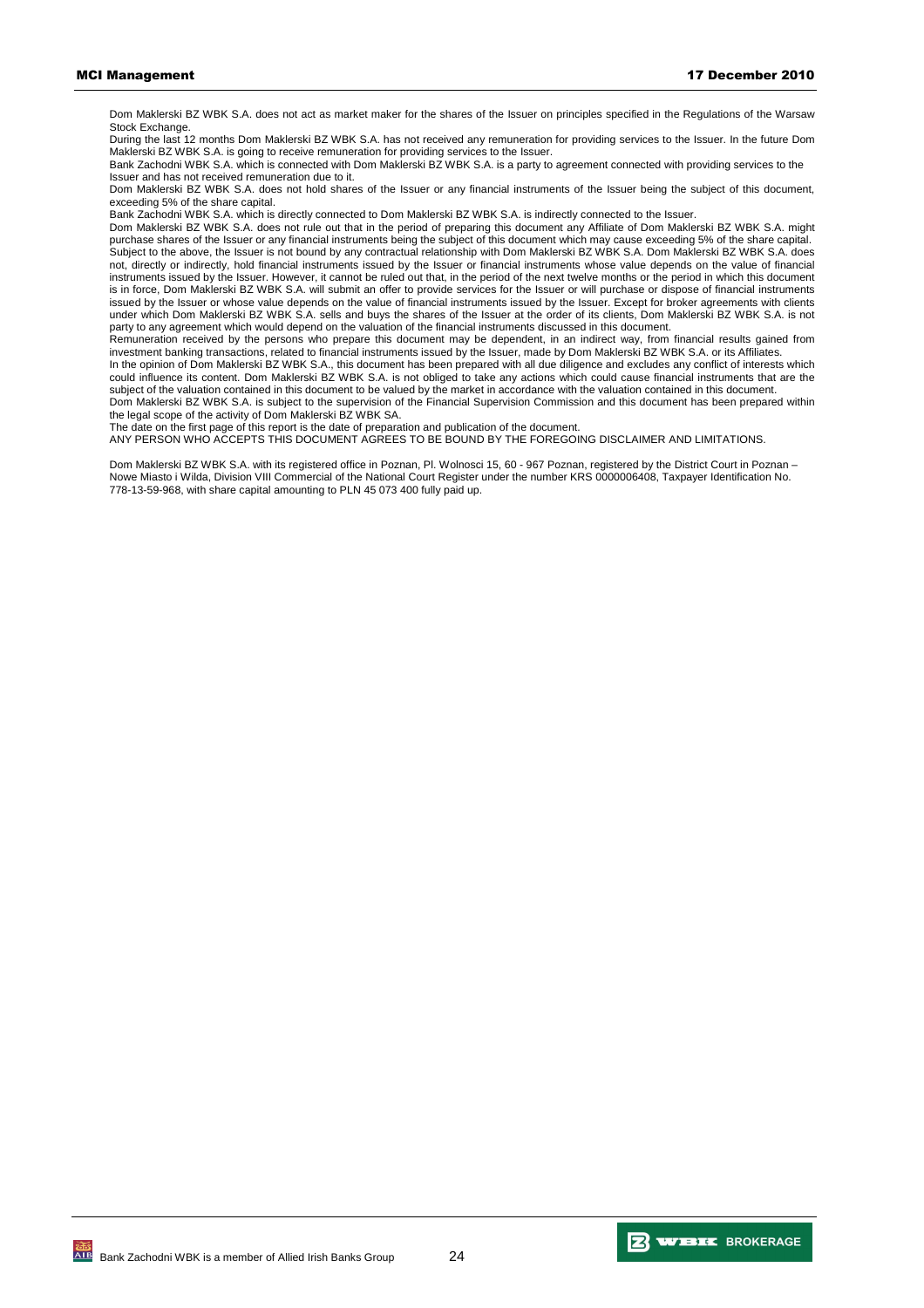Dom Maklerski BZ WBK S.A. does not act as market maker for the shares of the Issuer on principles specified in the Regulations of the Warsaw Stock Exchange.

During the last 12 months Dom Maklerski BZ WBK S.A. has not received any remuneration for providing services to the Issuer. In the future Dom Maklerski BZ WBK S.A. is going to receive remuneration for providing services to the Issuer.

Bank Zachodni WBK S.A. which is connected with Dom Maklerski BZ WBK S.A. is a party to agreement connected with providing services to the Issuer and has not received remuneration due to it.

Dom Maklerski BZ WBK S.A. does not hold shares of the Issuer or any financial instruments of the Issuer being the subject of this document, exceeding 5% of the share capital.

Bank Zachodni WBK S.A. which is directly connected to Dom Maklerski BZ WBK S.A. is indirectly connected to the Issuer.

Dom Maklerski BZ WBK S.A. does not rule out that in the period of preparing this document any Affiliate of Dom Maklerski BZ WBK S.A. might purchase shares of the Issuer or any financial instruments being the subject of this document which may cause exceeding 5% of the share capital.

Subject to the above, the Issuer is not bound by any contractual relationship with Dom Maklerski BZ WBK S.A. Dom Maklerski BZ WBK S.A. does not, directly or indirectly, hold financial instruments issued by the Issuer or financial instruments whose value depends on the value of financial instruments issued by the Issuer. However, it cannot be ruled out that, in the period of the next twelve months or the period in which this document is in force, Dom Maklerski BZ WBK S.A. will submit an offer to provide services for the Issuer or will purchase or dispose of financial instruments issued by the Issuer or whose value depends on the value of financial instruments issued by the Issuer. Except for broker agreements with clients under which Dom Maklerski BZ WBK S.A. sells and buys the shares of the Issuer at the order of its clients, Dom Maklerski BZ WBK S.A. is not party to any agreement which would depend on the valuation of the financial instruments discussed in this document.

Remuneration received by the persons who prepare this document may be dependent, in an indirect way, from financial results gained from investment banking transactions, related to financial instruments issued by the Issuer, made by Dom Maklerski BZ WBK S.A. or its Affiliates.

In the opinion of Dom Maklerski BZ WBK S.A., this document has been prepared with all due diligence and excludes any conflict of interests which could influence its content. Dom Maklerski BZ WBK S.A. is not obliged to take any actions which could cause financial instruments that are the subject of the valuation contained in this document to be valued by the market in accordance with the valuation contained in this document.

Dom Maklerski BZ WBK S.A. is subject to the supervision of the Financial Supervision Commission and this document has been prepared within the legal scope of the activity of Dom Maklerski BZ WBK SA.

The date on the first page of this report is the date of preparation and publication of the document.

ANY PERSON WHO ACCEPTS THIS DOCUMENT AGREES TO BE BOUND BY THE FOREGOING DISCLAIMER AND LIMITATIONS.

Dom Maklerski BZ WBK S.A. with its registered office in Poznan, Pl. Wolnosci 15, 60 - 967 Poznan, registered by the District Court in Poznan – Nowe Miasto i Wilda, Division VIII Commercial of the National Court Register under the number KRS 0000006408, Taxpayer Identification No. 778-13-59-968, with share capital amounting to PLN 45 073 400 fully paid up.